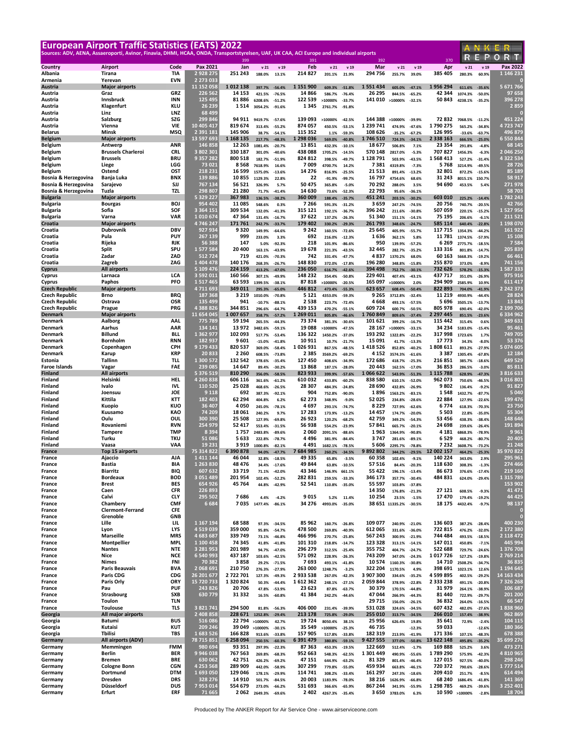# European Airport Traffic Statistics (EATS) 2022

Sources: ADV, AENA, Assaeroporti, Avinor, Finavia, DHMI, HCAA, ONDA, Transportstyrelsen, UAF, UK CAA, ACI Europe and individual airports

ANKER REPORT

| Country | Airport | Code | Pax 2021 | Jan | v 21 | v 19 | Feb | v 21 | v 19 | Mar | v 21 | v 19 | Apr | v 21 | v 19 | Pax 2022 |
|---|---|---|---|---|---|---|---|---|---|---|---|---|---|---|---|---|
| | | | | 399 | | | 391 | | | 392 | | | 370 | | | |
| Albania | Tirana | TIA | 2 928 275 | 251 243 | 188.0% | 13.1% | 214 827 | 201.1% | 21.9% | 294 756 | 255.7% | 39.0% | 385 405 | 280.3% | 60.9% | 1 146 231 |
| Armenia | Yerevan | EVN | 2 273 033 | | | | | | | | | | | | | 0 |
| Austria | Major airports | | 11 152 058 | 1 012 138 | 397.7% | -56.4% | 1 151 900 | 609.3% | -51.8% | 1 551 434 | 605.0% | -47.1% | 1 956 294 | 611.6% | -35.6% | 5 671 766 |
| Austria | Graz | GRZ | 226 562 | 14 153 | 421.5% | -76.5% | 14 866 | 586.7% | -76.4% | 26 295 | 844.5% | -65.2% | 42 344 | 1074.3% | -50.0% | 97 658 |
| Austria | Innsbruck | INN | 125 495 | 81 886 | 6208.6% | -51.2% | 122 539 | >10000% | -33.7% | 141 010 | >10000% | -32.1% | 50 843 | 4238.1% | -35.2% | 396 278 |
| Austria | Klagenfurt | KLU | 26 239 | 1 514 | 3054.2% | -91.6% | 1 345 | 2761.7% | -91.8% | | | | | | | 2 859 |
| Austria | Linz | LNZ | 68 499 | | | | | | | | | | | | | 0 |
| Austria | Salzburg | SZG | 299 846 | 94 911 | 9419.7% | -57.6% | 139 093 | >10000% | -42.5% | 144 388 | >10000% | -39.9% | 72 832 | 7068.5% | -11.2% | 451 224 |
| Austria | Vienna | VIE | 10 405 417 | 819 674 | 313.4% | -55.2% | 874 057 | 450.5% | -53.1% | 1 239 741 | 474.9% | -47.6% | 1 790 275 | 565.2% | -34.8% | 4 723 747 |
| Belarus | Minsk | MSQ | 2 391 181 | 145 906 | 38.7% | -54.1% | 115 352 | 1.1% | -59.3% | 108 626 | -35.2% | -67.2% | 126 995 | -33.6% | -63.7% | 496 879 |
| Belgium | Major airports | | 13 597 693 | 1 168 135 | 217.7% | -48.3% | 1 298 036 | 569.0% | -40.8% | 1 746 510 | 724.3% | -34.1% | 2 338 163 | 666.5% | -25.0% | 6 550 844 |
| Belgium | Antwerp | ANR | 146 858 | 12 263 | 1081.4% | -20.7% | 13 851 | 432.3% | -10.1% | 18 677 | 506.8% | 7.1% | 23 354 | 291.8% | -4.8% | 68 145 |
| Belgium | Brussels Charleroi | CRL | 3 802 301 | 330 187 | 301.0% | -40.6% | 438 088 | 1705.2% | -14.5% | 570 148 | 2817.0% | -5.3% | 707 827 | 1456.3% | -6.3% | 2 046 250 |
| Belgium | Brussels | BRU | 9 357 282 | 800 518 | 182.7% | -51.9% | 824 812 | 398.5% | -49.7% | 1 128 791 | 503.9% | -43.5% | 1 568 413 | 527.2% | -31.4% | 4 322 534 |
| Belgium | Liege | LGG | 73 021 | 8 568 | 7618.9% | 16.6% | 7 009 | 4700.7% | 14.2% | 7 381 | 4319.8% | -7.3% | 5 768 | 3214.9% | -49.5% | 28 726 |
| Belgium | Ostend | OST | 218 231 | 16 599 | 1575.0% | -13.6% | 14 276 | 816.9% | -25.5% | 21 513 | 891.4% | -13.2% | 32 801 | 872.2% | -15.6% | 85 189 |
| Bosnia & Herzegovina | Banja Luka | BNX | 139 886 | 10 855 | 1129.3% | 22.8% | 22 | -91.9% | -99.7% | 16 797 | 4754.6% | 68.6% | 31 243 | 8015.1% | 150.7% | 58 917 |
| Bosnia & Herzegovina | Sarajevo | SJJ | 767 134 | 56 521 | 326.9% | 5.7% | 50 475 | 365.8% | -5.0% | 70 292 | 288.0% | 3.5% | 94 690 | 453.5% | 5.4% | 271 978 |
| Bosnia & Herzegovina | Tuzla | TZL | 298 807 | 21 280 | 71.7% | -41.4% | 14 630 | 73.6% | -52.3% | 22 793 | 95.6% | -36.1% | | | | 58 703 |
| Bulgaria | Major airports | | 5 329 227 | 367 983 | 136.5% | -38.2% | 360 009 | 188.4% | -35.7% | 451 241 | 203.5% | -30.2% | 603 010 | 225.2% | -14.4% | 1 782 243 |
| Bulgaria | Bourgas | BOJ | 954 402 | 11 085 | 548.6% | 0.3% | 7 266 | 591.3% | -31.2% | 3 659 | 247.2% | -74.5% | 20 756 | 740.7% | -20.5% | 42 766 |
| Bulgaria | Sofia | SOF | 3 364 151 | 309 534 | 132.0% | -41.3% | 315 121 | 192.1% | -36.7% | 396 242 | 211.6% | -30.8% | 507 059 | 220.1% | -15.2% | 1 527 956 |
| Bulgaria | Varna | VAR | 1 010 674 | 47 364 | 131.4% | -16.7% | 37 622 | 137.2% | -26.3% | 51 340 | 151.1% | -14.1% | 75 195 | 206.6% | -6.1% | 211 521 |
| Croatia | Major airports | | 4 746 247 | 171 761 | 242.7% | -33.7% | 179 402 | 330.2% | -29.3% | 261 793 | 348.6% | -24.7% | 585 114 | 640.4% | -22.8% | 1 198 070 |
| Croatia | Dubrovnik | DBV | 927 934 | 9 320 | 149.9% | -64.6% | 9 242 | 160.5% | -72.6% | 25 645 | 405.9% | -55.7% | 117 715 | 1354.3% | -44.2% | 161 922 |
| Croatia | Pula | PUY | 267 139 | 999 | 233.0% | 3.3% | 692 | 216.0% | -12.3% | 1 636 | 362.1% | 5.8% | 11 781 | 1374.5% | -57.9% | 15 108 |
| Croatia | Rijeka | RJK | 56 388 | 147 | 5.0% | -92.3% | 218 | 101.9% | -86.6% | 950 | 139.9% | -57.2% | 6 269 | 2775.7% | -18.5% | 7 584 |
| Croatia | Split | SPU | 1 577 584 | 20 400 | 163.1% | -43.9% | 19 678 | 221.3% | -43.5% | 32 445 | 282.7% | -35.2% | 133 316 | 801.8% | -14.7% | 205 839 |
| Croatia | Zadar | ZAD | 512 724 | 719 | 421.0% | -70.3% | 742 | 331.4% | -47.7% | 4 837 | 1370.2% | 68.0% | 60 163 | 5668.3% | -19.2% | 66 461 |
| Croatia | Zagreb | ZAG | 1 404 478 | 140 176 | 268.3% | -26.7% | 148 830 | 372.0% | -17.8% | 196 280 | 348.8% | -15.8% | 255 870 | 373.0% | -8.9% | 741 156 |
| Cyprus | All airports | | 5 109 476 | 224 159 | 413.2% | -47.0% | 236 050 | 616.7% | -42.6% | 394 498 | 752.7% | -30.1% | 732 626 | 578.2% | -15.3% | 1 587 333 |
| Cyprus | Larnaca | LCA | 3 592 011 | 160 566 | 307.1% | -49.9% | 148 232 | 354.4% | -50.8% | 229 401 | 407.4% | -43.1% | 437 717 | 351.0% | -26.9% | 975 916 |
| Cyprus | Paphos | PFO | 1 517 465 | 63 593 | 1399.5% | -38.1% | 87 818 | >10000% | -20.5% | 165 097 | >10000% | 2.0% | 294 909 | 2585.9% | 10.9% | 611 417 |
| Czech Republic | Major airports | | 4 711 693 | 349 011 | 295.3% | -65.0% | 446 812 | 473.4% | -55.3% | 623 657 | 608.4% | -50.4% | 822 893 | 704.0% | -41.9% | 2 242 373 |
| Czech Republic | Brno | BRQ | 187 368 | 3 219 | 1010.0% | -70.8% | 5 121 | 4353.0% | -59.3% | 9 265 | 3712.8% | -32.4% | 11 219 | 4930.9% | -44.4% | 28 824 |
| Czech Republic | Ostrava | OSR | 135 499 | 941 | -10.7% | -88.1% | 2 538 | 223.7% | -72.4% | 4 668 | 493.1% | -57.5% | 5 696 | 3505.1% | -13.7% | 13 843 |
| Czech Republic | Prague | PRG | 4 388 826 | 344 851 | 296.6% | -64.7% | 439 153 | 470.2% | -55.1% | 609 724 | 600.7% | -50.5% | 805 978 | 690.4% | -42.0% | 2 199 706 |
| Denmark | Major airports | | 11 654 045 | 1 007 657 | 358.7% | -57.2% | 1 269 011 | 805.8% | -46.6% | 1 760 849 | 809.6% | -37.4% | 2 297 445 | 851.5% | -23.6% | 6 334 962 |
| Denmark | Aalborg | AAL | 775 789 | 59 194 | 265.5% | -44.3% | 73 374 | 381.3% | -30.6% | 101 621 | 399.2% | -16.7% | 115 442 | 315.4% | 0.6% | 349 631 |
| Denmark | Aarhus | AAR | 134 141 | 13 972 | 3482.6% | -59.1% | 19 088 | >10000% | -47.5% | 28 167 | >10000% | -33.1% | 34 234 | 5183.0% | -15.4% | 95 461 |
| Denmark | Billund | BLL | 1 362 977 | 102 093 | 517.7% | -53.4% | 136 322 | 1450.2% | -37.0% | 193 292 | 1322.8% | -22.2% | 317 998 | 1723.6% | 1.7% | 749 705 |
| Denmark | Bornholm | RNN | 182 937 | 9 601 | -15.0% | -41.8% | 10 911 | 10.7% | -21.7% | 15 091 | 41.7% | -13.3% | 17 773 | 34.3% | -8.0% | 53 376 |
| Denmark | Copenhagen | CPH | 9 179 433 | 820 537 | 369.0% | -58.4% | 1 026 931 | 867.5% | -48.5% | 1 418 526 | 852.8% | -40.2% | 1 808 611 | 893.2% | -27.9% | 5 074 605 |
| Denmark | Karup | KRP | 20 833 | 2 260 | 608.5% | -73.8% | 2 385 | 3569.2% | -69.2% | 4 152 | 3574.3% | -61.6% | 3 387 | 1305.4% | -67.8% | 12 184 |
| Estonia | Tallinn | TLL | 1 300 572 | 132 542 | 378.6% | -35.4% | 127 450 | 408.6% | -34.9% | 172 686 | 418.7% | -25.3% | 216 851 | 385.7% | -18.6% | 649 529 |
| Faroe Islands | Vagar | FAE | 239 085 | 14 647 | 89.4% | -30.2% | 13 868 | 187.1% | -28.0% | 20 443 | 162.5% | -17.0% | 36 853 | 286.5% | -3.0% | 85 811 |
| Finland | All airports | | 5 376 519 | 810 290 | 356.0% | -58.5% | 823 933 | 399.9% | -57.6% | 1 066 622 | 543.9% | -51.3% | 1 115 788 | 628.9% | -47.3% | 3 816 633 |
| Finland | Helsinki | HEL | 4 260 838 | 606 116 | 361.6% | -61.2% | 610 032 | 433.8% | -60.2% | 838 580 | 610.1% | -52.0% | 962 073 | 750.6% | -46.5% | 3 016 801 |
| Finland | Ivalo | IVL | 110 520 | 25 028 | 468.6% | -26.5% | 28 307 | 484.3% | -24.8% | 28 690 | 432.8% | -26.9% | 9 802 | 136.4% | -9.2% | 91 827 |
| Finland | Joensuu | JOE | 9 118 | 692 | 387.3% | -92.1% | 904 | 752.8% | -90.0% | 1 896 | 1563.2% | -83.1% | 1 548 | 1432.7% | -87.7% | 5 040 |
| Finland | Kittila | KTT | 182 403 | 62 294 | 404.8% | 6.2% | 62 273 | 348.9% | -9.0% | 52 025 | 234.8% | -28.6% | 22 884 | 127.9% | -22.6% | 199 476 |
| Finland | Kuopio | KUO | 36 407 | 4 050 | 245.0% | -78.1% | 4 697 | 293.1% | -74.7% | 8 229 | 727.9% | -62.6% | 6 774 | 618.3% | -70.3% | 23 750 |
| Finland | Kuusamo | KAO | 74 209 | 18 061 | 240.2% | 9.7% | 17 283 | 173.9% | -13.2% | 14 457 | 174.7% | -20.0% | 5 503 | 22.8% | -35.0% | 55 304 |
| Finland | Oulu | OUL | 300 390 | 25 508 | 127.9% | -69.8% | 26 923 | 120.2% | -68.2% | 42 759 | 349.2% | -54.3% | 53 456 | 438.3% | -38.4% | 148 646 |
| Finland | Rovaniemi | RVN | 254 979 | 52 417 | 553.4% | -31.5% | 56 938 | 554.2% | -23.9% | 57 841 | 665.7% | -20.1% | 24 698 | 239.6% | -26.4% | 191 894 |
| Finland | Tampere | TMP | 8 394 | 1 757 | 2483.8% | -89.6% | 2 060 | 2091.5% | -88.6% | 1 963 | 1364.9% | -90.8% | 4 181 | 6868.3% | -78.9% | 9 961 |
| Finland | Turku | TKU | 51 086 | 5 633 | 222.8% | -78.7% | 4 496 | 381.9% | -84.4% | 3 747 | 281.6% | -89.1% | 6 529 | 468.2% | -80.7% | 20 405 |
| Finland | Vaasa | VAA | 19 231 | 3 919 | 1000.8% | -82.1% | 4 491 | 1682.1% | -78.5% | 5 606 | 2295.7% | -78.8% | 7 232 | 3608.7% | -73.2% | 21 248 |
| France | Top 15 airports | | 75 314 822 | 6 390 878 | 94.0% | -47.7% | 7 684 985 | 260.2% | -34.5% | 9 892 802 | 344.2% | -29.5% | 12 002 157 | 464.2% | -25.3% | 35 970 822 |
| France | Ajaccio | AJA | 1 411 144 | 46 044 | 32.8% | -18.5% | 49 335 | 65.8% | -3.5% | 60 358 | 102.4% | -9.1% | 140 224 | 343.0% | 2.9% | 295 961 |
| France | Bastia | BIA | 1 263 830 | 48 476 | 34.4% | -17.6% | 49 844 | 63.8% | -10.5% | 57 516 | 84.4% | -20.3% | 118 630 | 308.3% | -1.3% | 274 466 |
| France | Biarritz | BIQ | 607 632 | 33 719 | 71.1% | -42.0% | 43 346 | 146.9% | 661.1% | 55 422 | 196.1% | -13.4% | 86 673 | 376.6% | -17.4% | 219 160 |
| France | Bordeaux | BOD | 3 051 489 | 201 954 | 102.4% | -52.2% | 282 831 | 259.5% | -33.3% | 346 173 | 357.7% | -30.4% | 484 831 | 624.0% | -29.4% | 1 315 789 |
| France | Brest | BES | 654 926 | 45 764 | 44.8% | -42.9% | 52 541 | 110.8% | -35.0% | 55 597 | 103.8% | -37.8% | | | | 153 902 |
| France | Caen | CFR | 226 893 | | | | | | | 14 350 | 176.8% | -21.3% | 27 121 | 608.5% | -9.3% | 41 471 |
| France | Calvi | CLY | 295 502 | 7 686 | 4.4% | -4.2% | 9 015 | 5.2% | 11.4% | 10 254 | 23.5% | -1.5% | 17 470 | 179.4% | -19.2% | 44 425 |
| France | Chambery | CMF | 6 684 | 7 035 | 1477.4% | -86.1% | 34 276 | 4993.0% | -35.0% | 38 651 | 11335.2% | -30.5% | 18 175 | 4432.4% | -9.7% | 98 137 |
| France | Clermont-Ferrand | CFE | | | | | | | | | | | | | | 0 |
| France | Grenoble | GNB | | | | | | | | | | | | | | 0 |
| France | Lille | LIL | 1 167 194 | 68 588 | 97.3% | -34.5% | 85 962 | 160.7% | -26.8% | 109 077 | 240.9% | -21.0% | 136 603 | 387.2% | -28.4% | 400 230 |
| France | Lyon | LYS | 4 519 039 | 359 000 | 95.8% | -54.7% | 478 500 | 269.8% | -40.9% | 612 065 | 331.6% | -36.0% | 722 815 | 476.2% | -32.0% | 2 172 380 |
| France | Marseille | MRS | 4 683 687 | 339 749 | 73.1% | -46.8% | 466 996 | 270.7% | -25.8% | 567 243 | 300.9% | -21.9% | 744 484 | 493.5% | -18.5% | 2 118 472 |
| France | Montpellier | MPL | 1 100 458 | 74 345 | 41.8% | -41.8% | 101 310 | 218.8% | -14.7% | 123 328 | 313.1% | -14.1% | 147 011 | 450.8% | -7.1% | 445 994 |
| France | Nantes | NTE | 3 281 953 | 201 989 | 94.7% | -47.0% | 296 279 | 312.5% | -25.4% | 355 752 | 404.7% | -24.7% | 522 688 | 729.7% | -24.6% | 1 376 708 |
| France | Nice | NCE | 6 540 993 | 437 187 | 103.6% | -42.5% | 571 092 | 228.9% | -26.3% | 743 209 | 347.0% | -24.3% | 1 017 726 | 527.2% | -19.8% | 2 769 214 |
| France | Nimes | FNI | 70 382 | 3 858 | 29.2% | -71.5% | 7 693 | 493.1% | -41.8% | 10 574 | 1160.3% | -30.8% | 14 710 | 2508.2% | -34.7% | 36 835 |
| France | Paris Beauvais | BVA | 2 068 691 | 210 750 | 276.3% | -27.9% | 263 000 | 1248.7% | -3.2% | 322 204 | 1170.5% | 4.9% | 398 691 | 1023.1% | 12.6% | 1 194 645 |
| France | Paris CDG | CDG | 26 201 677 | 2 722 701 | 127.3% | -49.3% | 2 933 538 | 267.0% | -42.3% | 3 907 300 | 334.6% | -35.2% | 4 599 895 | 402.5% | -29.2% | 14 163 434 |
| France | Paris Orly | ORY | 15 720 733 | 1 320 824 | 50.3% | -44.4% | 1 612 362 | 248.1% | -27.1% | 2 059 844 | 378.9% | -22.8% | 2 333 238 | 491.1% | -20.8% | 7 326 268 |
| France | Pau | PUF | 243 826 | 20 706 | 47.8% | -53.9% | 23 623 | 87.8% | -63.7% | 30 379 | 170.5% | -44.8% | 31 979 | 264.1% | -38.9% | 106 687 |
| France | Strasbourg | SXB | 630 779 | 31 332 | 16.5% | -60.8% | 41 384 | 242.2% | -44.6% | 47 044 | 266.9% | -44.3% | 81 440 | 722.9% | -29.7% | 201 200 |
| France | Toulon | TLN | | | | | | | | 29 715 | 156.0% | -26.1% | 36 832 | 264.0% | -16.5% | 66 547 |
| France | Toulouse | TLS | 3 821 741 | 294 500 | 81.8% | -56.3% | 406 000 | 231.4% | -39.9% | 531 028 | 324.6% | -34.5% | 607 432 | 482.0% | -27.6% | 1 838 960 |
| Georgia | All major airports | | 2 408 858 | 228 671 | 1252.8% | -29.4% | 213 178 | 725.8% | -29.0% | 255 010 | 313.7% | -34.5% | 266 010 | 157.4% | -38.9% | 962 869 |
| Georgia | Batumi | BUS | 516 086 | 22 794 | >10000% | 42.7% | 19 724 | 8050.4% | 38.1% | 25 956 | 626.4% | 19.8% | 35 641 | 72.9% | -2.4% | 104 115 |
| Georgia | Kutaisi | KUT | 209 246 | 39 049 | >10000% | -30.1% | 35 549 | >10000% | -25.3% | 46 735 | | -12.3% | 59 033 | | -12.6% | 180 366 |
| Georgia | Tbilisi | TBS | 1 683 526 | 166 828 | 913.6% | -33.8% | 157 905 | 517.8% | -33.8% | 182 319 | 213.9% | -41.9% | 171 336 | 107.1% | -48.3% | 678 388 |
| Germany | All airports (ADV) | | 78 715 851 | 6 258 094 | 250.5% | -60.3% | 6 391 479 | 380.8% | -59.1% | 9 427 555 | 377.0% | -50.8% | 13 622 148 | 495.8% | -35.2% | 35 699 276 |
| Germany | Memmingen | FMM | 980 694 | 93 351 | 297.9% | -22.3% | 87 363 | 453.3% | -19.5% | 122 669 | 512.4% | -1.7% | 169 888 | 525.2% | 3.6% | 473 271 |
| Germany | Berlin | BER | 9 946 038 | 767 563 | 269.8% | -68.3% | 952 663 | 548.3% | -62.5% | 1 301 449 | 490.9% | -55.6% | 1 789 290 | 575.9% | -42.3% | 4 810 965 |
| Germany | Bremen | BRE | 630 062 | 42 751 | 426.2% | -69.2% | 47 151 | 644.9% | -63.2% | 81 329 | 801.4% | -46.4% | 127 015 | 927.5% | -40.0% | 298 246 |
| Germany | Cologne Bonn | CGN | 4 253 568 | 289 909 | 442.0% | -58.9% | 307 299 | 779.8% | -55.0% | 459 934 | 663.8% | -46.1% | 720 372 | 790.6% | -28.6% | 1 777 514 |
| Germany | Dortmund | DTM | 1 693 050 | 129 046 | 178.1% | -29.9% | 114 741 | 308.2% | -33.4% | 161 297 | 247.3% | -18.6% | 209 410 | 251.7% | -8.5% | 614 494 |
| Germany | Dresden | DRS | 328 276 | 14 910 | 501.7% | -84.5% | 20 003 | 1183.9% | -78.0% | 38 216 | 1626.9% | -66.8% | 68 240 | 1686.4% | -41.8% | 141 369 |
| Germany | Düsseldorf | DUS | 7 953 014 | 554 679 | 273.0% | -66.2% | 531 693 | 366.6% | -65.9% | 867 244 | 341.9% | -55.9% | 1 298 785 | 469.2% | -39.6% | 3 252 401 |
| Germany | Erfurt | ERF | 71 665 | 2 062 | 2649.3% | -69.6% | 2 402 | 4267.3% | -35.4% | 3 650 | 3783.0% | 6.3% | 10 590 | >10000% | -2.8% | 18 704 |

Produced by The ANKER Report for Air Service One - www.airserviceone.com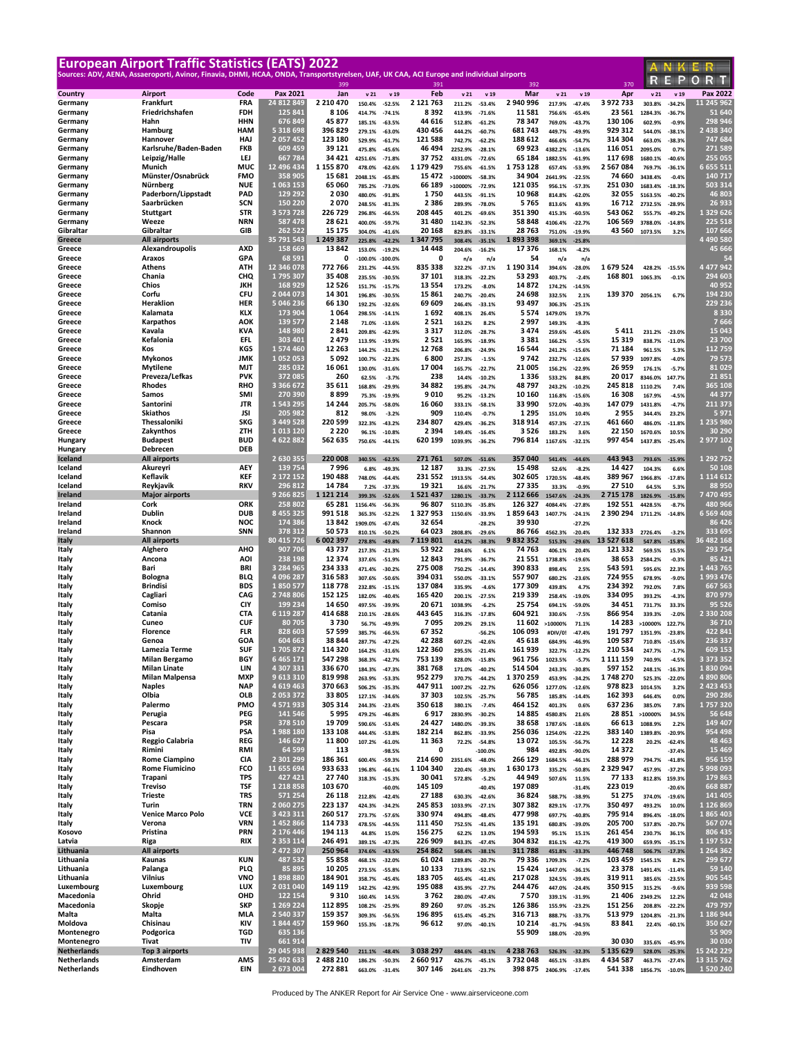# European Airport Traffic Statistics (EATS) 2022

Sources: ADV, AENA, Assaeroporti, Avinor, Finavia, DHMI, HCAA, ONDA, Transportstyrelsen, UAF, UK CAA, ACI Europe and individual airports

| Country | Airport | Code | Pax 2021 | Jan | v 21 | v 19 | Feb | v 21 | v 19 | Mar | v 21 | v 19 | Apr | v 21 | v 19 | Pax 2022 |
|---|---|---|---|---|---|---|---|---|---|---|---|---|---|---|---|---|
| | | | | 399 | | | 391 | | | 392 | | | 370 | | | |
| Germany | Frankfurt | FRA | 24 812 849 | 2 210 470 | 150.4% | -52.5% | 2 121 763 | 211.2% | -53.4% | 2 940 996 | 217.9% | -47.4% | 3 972 733 | 303.8% | -34.2% | 11 245 962 |
| Germany | Friedrichshafen | FDH | 125 841 | 8 106 | 414.7% | -74.1% | 8 392 | 413.9% | -71.6% | 11 581 | 756.6% | -65.4% | 23 561 | 1284.3% | -36.7% | 51 640 |
| Germany | Hahn | HHN | 676 849 | 45 877 | 185.1% | -63.5% | 44 616 | 512.8% | -61.2% | 78 347 | 769.0% | -43.7% | 130 106 | 602.9% | -0.9% | 298 946 |
| Germany | Hamburg | HAM | 5 318 698 | 396 829 | 279.1% | -63.0% | 430 456 | 444.2% | -60.7% | 681 743 | 449.7% | -49.9% | 929 312 | 544.0% | -38.1% | 2 438 340 |
| Germany | Hannover | HAJ | 2 057 452 | 123 180 | 529.9% | -61.7% | 121 588 | 742.7% | -62.2% | 188 612 | 466.6% | -54.7% | 314 304 | 663.0% | -38.3% | 747 684 |
| Germany | Karlsruhe/Baden-Baden | FKB | 609 459 | 39 121 | 475.8% | -45.6% | 46 494 | 2252.9% | -28.1% | 69 923 | 4382.2% | -13.6% | 116 051 | 2095.0% | 0.7% | 271 589 |
| Germany | Leipzig/Halle | LEJ | 667 784 | 34 421 | 4251.6% | -71.8% | 37 752 | 4331.0% | -72.6% | 65 184 | 1882.5% | -61.9% | 117 698 | 1680.1% | -40.6% | 255 055 |
| Germany | Munich | MUC | 12 496 434 | 1 155 870 | 478.0% | -62.6% | 1 179 429 | 755.6% | -61.5% | 1 753 128 | 657.4% | -53.9% | 2 567 084 | 769.7% | -36.1% | 6 655 511 |
| Germany | Münster/Osnabrück | FMO | 358 905 | 15 681 | 2048.1% | -65.8% | 15 472 | >10000% | -58.3% | 34 904 | 2641.9% | -22.5% | 74 660 | 3438.4% | -0.4% | 140 717 |
| Germany | Nürnberg | NUE | 1 063 153 | 65 060 | 785.2% | -73.0% | 66 189 | >10000% | -72.9% | 121 035 | 956.1% | -57.3% | 251 030 | 1683.4% | -18.3% | 503 314 |
| Germany | Paderborn/Lippstadt | PAD | 129 292 | 2 030 | 480.0% | -91.8% | 1 750 | 443.5% | -91.1% | 10 968 | 814.8% | -62.0% | 32 055 | 5163.5% | -40.2% | 46 803 |
| Germany | Saarbrücken | SCN | 150 220 | 2 070 | 248.5% | -81.3% | 2 386 | 289.9% | -78.0% | 5 765 | 813.6% | 43.9% | 16 712 | 2732.5% | -28.9% | 26 933 |
| Germany | Stuttgart | STR | 3 573 728 | 226 729 | 296.8% | -66.5% | 208 445 | 401.2% | -69.6% | 351 390 | 415.3% | -60.5% | 543 062 | 555.7% | -49.2% | 1 329 626 |
| Germany | Weeze | NRN | 587 478 | 28 621 | 400.0% | -59.7% | 31 480 | 1142.3% | -52.3% | 58 848 | 4106.4% | -22.7% | 106 569 | 3788.0% | -14.8% | 225 518 |
| Gibraltar | Gibraltar | GIB | 262 522 | 15 175 | 304.0% | -41.6% | 20 168 | 829.8% | -33.1% | 28 763 | 751.0% | -19.9% | 43 560 | 1073.5% | 3.2% | 107 666 |
| Greece | All airports | | 35 791 543 | 1 249 387 | 225.8% | -42.2% | 1 347 795 | 308.4% | -35.1% | 1 893 398 | 369.1% | -25.8% | | | | 4 490 580 |
| Greece | Alexandroupolis | AXD | 158 669 | 13 842 | 153.0% | -19.2% | 14 448 | 204.6% | -16.2% | 17 376 | 168.1% | -4.2% | | | | 45 666 |
| Greece | Araxos | GPA | 68 591 | 0 | -100.0% | -100.0% | 0 | n/a | n/a | 54 | n/a | n/a | | | | 54 |
| Greece | Athens | ATH | 12 346 078 | 772 766 | 231.2% | -44.5% | 835 338 | 322.2% | -37.1% | 1 190 314 | 394.6% | -28.0% | 1 679 524 | 428.2% | -15.5% | 4 477 942 |
| Greece | Chania | CHQ | 1 795 307 | 35 408 | 235.5% | -30.5% | 37 101 | 318.3% | -22.2% | 53 293 | 403.7% | -2.4% | 168 801 | 1065.3% | -0.1% | 294 603 |
| Greece | Chios | JKH | 168 929 | 12 526 | 151.7% | -15.7% | 13 554 | 173.2% | -8.0% | 14 872 | 174.2% | -14.5% | | | | 40 952 |
| Greece | Corfu | CFU | 2 044 073 | 14 301 | 196.8% | -30.5% | 15 861 | 240.7% | -20.4% | 24 698 | 332.5% | 2.1% | 139 370 | 2056.1% | 6.7% | 194 230 |
| Greece | Heraklion | HER | 5 046 236 | 66 130 | 192.2% | -32.6% | 69 609 | 246.4% | -33.1% | 93 497 | 306.3% | -25.1% | | | | 229 236 |
| Greece | Kalamata | KLX | 173 904 | 1 064 | 298.5% | -14.1% | 1 692 | 408.1% | 26.4% | 5 574 | 1479.0% | 19.7% | | | | 8 330 |
| Greece | Karpathos | AOK | 139 577 | 2 148 | 71.0% | -13.6% | 2 521 | 163.2% | 8.2% | 2 997 | 149.3% | -8.3% | | | | 7 666 |
| Greece | Kavala | KVA | 148 980 | 2 841 | 209.8% | -62.9% | 3 317 | 312.0% | -28.7% | 3 474 | 259.6% | -45.6% | 5 411 | 231.2% | -23.0% | 15 043 |
| Greece | Kefalonia | EFL | 303 401 | 2 479 | 113.9% | -19.9% | 2 521 | 165.9% | -18.9% | 3 381 | 166.2% | -5.5% | 15 319 | 838.7% | -11.0% | 23 700 |
| Greece | Kos | KGS | 1 574 460 | 12 263 | 144.2% | -31.2% | 12 768 | 206.8% | -24.9% | 16 544 | 241.2% | -15.6% | 71 184 | 961.5% | 5.3% | 112 759 |
| Greece | Mykonos | JMK | 1 052 053 | 5 092 | 100.7% | -22.3% | 6 800 | 257.3% | -1.5% | 9 742 | 232.7% | -12.6% | 57 939 | 1097.8% | -4.0% | 79 573 |
| Greece | Mytilene | MJT | 285 032 | 16 061 | 130.0% | -31.6% | 17 004 | 165.7% | -22.7% | 21 005 | 156.2% | -22.9% | 26 959 | 176.1% | -5.7% | 81 029 |
| Greece | Preveza/Lefkas | PVK | 372 085 | 260 | 62.5% | -3.7% | 238 | 14.4% | -10.2% | 1 336 | 533.2% | 84.8% | 20 017 | 8346.0% | 147.7% | 21 851 |
| Greece | Rhodes | RHO | 3 366 672 | 35 611 | 168.8% | -29.9% | 34 882 | 195.8% | -24.7% | 48 797 | 243.2% | -10.2% | 245 818 | 1110.2% | 7.4% | 365 108 |
| Greece | Samos | SMI | 270 390 | 8 899 | 75.3% | -19.9% | 9 010 | 95.2% | -13.2% | 10 160 | 116.8% | -15.6% | 16 308 | 167.9% | -4.5% | 44 377 |
| Greece | Santorini | JTR | 1 543 295 | 14 244 | 205.7% | -58.0% | 16 060 | 333.1% | -58.1% | 33 990 | 572.0% | -40.3% | 147 079 | 1431.8% | -4.7% | 211 373 |
| Greece | Skiathos | JSI | 205 982 | 812 | 98.0% | -3.2% | 909 | 110.4% | -0.7% | 1 295 | 151.0% | 10.4% | 2 955 | 344.4% | 23.2% | 5 971 |
| Greece | Thessaloniki | SKG | 3 449 528 | 220 599 | 322.3% | -43.2% | 234 807 | 429.4% | -36.2% | 318 914 | 457.3% | -27.1% | 461 660 | 486.0% | -11.8% | 1 235 980 |
| Greece | Zakynthos | ZTH | 1 013 120 | 2 220 | 96.1% | -10.8% | 2 394 | 149.4% | -16.4% | 3 526 | 183.2% | 3.6% | 22 150 | 1670.6% | 10.5% | 30 290 |
| Hungary | Budapest | BUD | 4 622 882 | 562 635 | 750.6% | -44.1% | 620 199 | 1039.9% | -36.2% | 796 814 | 1167.6% | -32.1% | 997 454 | 1437.8% | -25.4% | 2 977 102 |
| Hungary | Debrecen | DEB | | | | | | | | | | | | | | 0 |
| Iceland | All airports | | 2 630 355 | 220 008 | 340.5% | -62.5% | 271 761 | 507.0% | -51.6% | 357 040 | 541.4% | -44.6% | 443 943 | 793.6% | -15.9% | 1 292 752 |
| Iceland | Akureyri | AEY | 139 754 | 7 996 | 6.8% | -49.3% | 12 187 | 33.3% | -27.5% | 15 498 | 52.6% | -8.2% | 14 427 | 104.3% | 6.6% | 50 108 |
| Iceland | Keflavik | KEF | 2 172 152 | 190 488 | 748.0% | -64.4% | 231 552 | 1913.5% | -54.4% | 302 605 | 1720.5% | -48.4% | 389 967 | 1966.8% | -17.8% | 1 114 612 |
| Iceland | Reykjavik | RKV | 296 812 | 14 784 | 7.2% | -37.3% | 19 321 | 16.6% | -21.7% | 27 335 | 33.3% | -0.9% | 27 510 | 64.5% | 5.3% | 88 950 |
| Ireland | Major airports | | 9 266 825 | 1 121 214 | 399.3% | -52.6% | 1 521 437 | 1280.1% | -33.7% | 2 112 666 | 1547.6% | -24.3% | 2 715 178 | 1826.9% | -15.8% | 7 470 495 |
| Ireland | Cork | ORK | 258 802 | 65 281 | 1156.4% | -56.3% | 96 807 | 5110.3% | -35.8% | 126 327 | 4084.4% | -27.8% | 192 551 | 4428.5% | -8.7% | 480 966 |
| Ireland | Dublin | DUB | 8 455 325 | 991 518 | 365.3% | -52.2% | 1 327 953 | 1150.6% | -33.9% | 1 859 643 | 1407.7% | -24.1% | 2 390 294 | 1711.2% | -14.8% | 6 569 408 |
| Ireland | Knock | NOC | 174 386 | 13 842 | 1909.0% | -67.4% | 32 654 | | -28.2% | 39 930 | | -27.2% | | | | 86 426 |
| Ireland | Shannon | SNN | 378 312 | 50 573 | 810.1% | -50.2% | 64 023 | 2808.8% | -29.6% | 86 766 | 4562.3% | -20.4% | 132 333 | 2726.4% | -3.2% | 333 695 |
| Italy | All airports | | 80 415 726 | 6 002 397 | 278.8% | -49.8% | 7 119 801 | 414.2% | -38.3% | 9 832 352 | 515.3% | -29.6% | 13 527 618 | 547.8% | -15.8% | 36 482 168 |
| Italy | Alghero | AHO | 907 706 | 43 737 | 217.3% | -21.3% | 53 922 | 284.6% | 6.1% | 74 763 | 406.1% | 20.4% | 121 332 | 569.5% | 15.5% | 293 754 |
| Italy | Ancona | AOI | 238 198 | 12 374 | 337.6% | -51.9% | 12 843 | 791.9% | -36.7% | 21 551 | 1738.8% | -19.6% | 38 653 | 2584.2% | -0.3% | 85 421 |
| Italy | Bari | BRI | 3 284 965 | 234 333 | 471.4% | -30.2% | 275 008 | 750.2% | -14.4% | 390 833 | 898.4% | 2.5% | 543 591 | 595.6% | 22.3% | 1 443 765 |
| Italy | Bologna | BLQ | 4 096 287 | 316 583 | 307.6% | -50.6% | 394 031 | 550.0% | -33.1% | 557 907 | 680.2% | -23.6% | 724 955 | 678.9% | -9.0% | 1 993 476 |
| Italy | Brindisi | BDS | 1 850 577 | 118 778 | 232.8% | -15.1% | 137 084 | 335.9% | -4.6% | 177 309 | 439.8% | 4.7% | 234 392 | 792.0% | 7.8% | 667 563 |
| Italy | Cagliari | CAG | 2 748 806 | 152 125 | 182.0% | -40.4% | 165 420 | 200.1% | -27.5% | 219 339 | 258.4% | -19.0% | 334 095 | 393.2% | -4.3% | 870 979 |
| Italy | Comiso | CIY | 199 234 | 14 650 | 497.5% | -39.9% | 20 671 | 1038.9% | -6.2% | 25 754 | 694.1% | -59.0% | 34 451 | 731.7% | 33.3% | 95 526 |
| Italy | Catania | CTA | 6 119 287 | 414 688 | 210.1% | -28.6% | 443 645 | 316.3% | -17.8% | 604 921 | 330.6% | -7.5% | 866 954 | 339.3% | -2.0% | 2 330 208 |
| Italy | Cuneo | CUF | 80 705 | 3 730 | 56.7% | -49.9% | 7 095 | 209.2% | 29.1% | 11 602 | >10000% | 71.1% | 14 283 | >10000% | 122.7% | 36 710 |
| Italy | Florence | FLR | 828 603 | 57 599 | 385.7% | -66.5% | 67 352 | | -56.2% | 106 093 | #DIV/0! | -47.4% | 191 797 | 1351.9% | -23.8% | 422 841 |
| Italy | Genoa | GOA | 604 663 | 38 844 | 287.7% | -47.2% | 42 288 | 607.2% | -42.6% | 45 618 | 684.9% | -46.9% | 109 587 | 710.8% | -15.6% | 236 337 |
| Italy | Lamezia Terme | SUF | 1 705 872 | 114 320 | 164.2% | -31.6% | 122 360 | 295.5% | -21.4% | 161 939 | 322.7% | -12.2% | 210 534 | 247.7% | -1.7% | 609 153 |
| Italy | Milan Bergamo | BGY | 6 465 171 | 547 298 | 368.3% | -42.7% | 753 139 | 828.0% | -15.8% | 961 756 | 1023.5% | -5.7% | 1 111 159 | 740.9% | -4.5% | 3 373 352 |
| Italy | Milan Linate | LIN | 4 307 331 | 336 670 | 184.3% | -47.3% | 381 768 | 171.0% | -40.2% | 514 504 | 243.3% | -30.8% | 597 152 | 248.1% | -16.3% | 1 830 094 |
| Italy | Milan Malpensa | MXP | 9 613 310 | 819 998 | 263.9% | -53.3% | 952 279 | 370.7% | -44.2% | 1 370 259 | 453.9% | -34.2% | 1 748 270 | 525.3% | -22.0% | 4 890 806 |
| Italy | Naples | NAP | 4 619 463 | 370 663 | 506.2% | -35.3% | 447 911 | 1007.2% | -22.7% | 626 056 | 1277.0% | -12.6% | 978 823 | 1014.5% | 3.2% | 2 423 453 |
| Italy | Olbia | OLB | 2 053 372 | 33 805 | 127.1% | -34.6% | 37 303 | 102.5% | -25.7% | 56 785 | 185.8% | -14.4% | 162 393 | 646.4% | 0.0% | 290 286 |
| Italy | Palermo | PMO | 4 571 933 | 305 314 | 244.3% | -23.4% | 350 618 | 380.1% | -7.4% | 464 152 | 401.3% | 0.6% | 637 236 | 385.0% | 7.8% | 1 757 320 |
| Italy | Perugia | PEG | 141 546 | 5 995 | 479.2% | -46.8% | 6 917 | 2830.9% | -30.2% | 14 885 | 4580.8% | 21.6% | 28 851 | >10000% | 34.5% | 56 648 |
| Italy | Pescara | PSR | 378 510 | 19 709 | 590.6% | -53.4% | 24 427 | 1480.0% | -39.3% | 38 658 | 1787.6% | -18.6% | 66 613 | 1088.9% | 2.2% | 149 407 |
| Italy | Pisa | PSA | 1 988 180 | 133 108 | 444.4% | -53.8% | 182 214 | 862.8% | -33.9% | 256 036 | 1254.0% | -22.2% | 383 140 | 1389.8% | -20.9% | 954 498 |
| Italy | Reggio Calabria | REG | 146 627 | 11 800 | 107.2% | -61.0% | 11 363 | 72.2% | -54.8% | 13 072 | 105.5% | -56.7% | 12 228 | 20.2% | -62.4% | 48 463 |
| Italy | Rimini | RMI | 64 599 | 113 | | -98.5% | 0 | | -100.0% | 984 | 492.8% | -90.0% | 14 372 | | -37.4% | 15 469 |
| Italy | Rome Ciampino | CIA | 2 301 299 | 186 361 | 600.4% | -59.3% | 214 690 | 2351.6% | -48.0% | 266 129 | 1684.5% | -46.1% | 288 979 | 794.7% | -41.8% | 956 159 |
| Italy | Rome Fiumicino | FCO | 11 655 694 | 933 633 | 196.8% | -66.1% | 1 104 340 | 220.4% | -59.3% | 1 630 173 | 335.2% | -50.8% | 2 329 947 | 457.9% | -37.2% | 5 998 093 |
| Italy | Trapani | TPS | 427 421 | 27 740 | 318.3% | -15.3% | 30 041 | 572.8% | -5.2% | 44 949 | 507.6% | 11.5% | 77 133 | 812.8% | 159.3% | 179 863 |
| Italy | Treviso | TSF | 1 218 858 | 103 670 | | -60.0% | 145 109 | | -40.4% | 197 089 | | -31.4% | 223 019 | | -20.6% | 668 887 |
| Italy | Trieste | TRS | 571 254 | 26 118 | 212.8% | -42.4% | 27 188 | 630.3% | -42.6% | 36 824 | 588.7% | -38.9% | 51 275 | 374.0% | -19.6% | 141 405 |
| Italy | Turin | TRN | 2 060 275 | 223 137 | 424.3% | -34.2% | 245 853 | 1033.9% | -27.1% | 307 382 | 829.1% | -17.7% | 350 497 | 493.2% | 10.0% | 1 126 869 |
| Italy | Venice Marco Polo | VCE | 3 423 311 | 260 517 | 273.7% | -57.6% | 330 974 | 494.8% | -48.4% | 477 998 | 697.7% | -40.8% | 795 914 | 896.4% | -18.0% | 1 865 403 |
| Italy | Verona | VRN | 1 452 866 | 114 733 | 478.5% | -44.5% | 111 450 | 752.5% | -41.4% | 135 191 | 680.8% | -39.0% | 205 700 | 537.8% | -20.7% | 567 074 |
| Kosovo | Pristina | PRN | 2 176 446 | 194 113 | 44.8% | 15.0% | 156 275 | 62.2% | 13.0% | 194 593 | 95.1% | 15.1% | 261 454 | 230.7% | 36.1% | 806 435 |
| Latvia | Riga | RIX | 2 353 114 | 246 491 | 389.1% | -47.3% | 226 909 | 843.3% | -47.4% | 304 832 | 816.1% | -42.7% | 419 300 | 659.9% | -35.1% | 1 197 532 |
| Lithuania | All airports | | 2 472 307 | 250 964 | 374.6% | -43.5% | 254 862 | 568.4% | -38.1% | 311 788 | 451.8% | -33.3% | 446 748 | 506.7% | -17.3% | 1 264 362 |
| Lithuania | Kaunas | KUN | 487 532 | 55 858 | 468.1% | -32.0% | 61 024 | 1289.8% | -20.7% | 79 336 | 1709.3% | -7.2% | 103 459 | 1545.1% | 8.2% | 299 677 |
| Lithuania | Palanga | PLQ | 85 895 | 10 205 | 273.5% | -55.8% | 10 133 | 713.9% | -52.1% | 15 424 | 1447.0% | -36.1% | 23 378 | 1491.4% | -11.4% | 59 140 |
| Lithuania | Vilnius | VNO | 1 898 880 | 184 901 | 358.7% | -45.4% | 183 705 | 465.4% | -41.4% | 217 028 | 324.5% | -39.4% | 319 911 | 385.6% | -23.5% | 905 545 |
| Luxembourg | Luxembourg | LUX | 2 031 040 | 149 119 | 142.2% | -42.9% | 195 088 | 435.9% | -27.7% | 244 476 | 447.0% | -24.4% | 350 915 | 315.2% | -9.6% | 939 598 |
| Macedonia | Ohrid | OHD | 122 154 | 9 310 | 160.4% | 14.5% | 3 762 | 280.0% | -47.4% | 7 570 | 339.1% | -31.9% | 21 406 | 2349.2% | 12.2% | 42 048 |
| Macedonia | Skopje | SKP | 1 269 224 | 112 895 | 108.2% | -25.9% | 89 260 | 97.0% | -35.2% | 126 386 | 155.9% | -23.2% | 151 256 | 208.8% | -22.2% | 479 797 |
| Malta | Malta | MLA | 2 540 337 | 159 357 | 309.3% | -56.5% | 196 895 | 615.4% | -45.2% | 316 713 | 888.7% | -33.7% | 513 979 | 1204.8% | -21.3% | 1 186 944 |
| Moldova | Chisinau | KIV | 1 844 457 | 159 960 | 155.3% | -18.7% | 96 612 | 97.0% | -40.1% | 10 214 | -81.7% | -94.5% | 83 841 | 22.4% | -60.1% | 350 627 |
| Montenegro | Podgorica | TGD | 635 136 | | | | | | | 55 909 | 188.0% | -20.9% | | | | 55 909 |
| Montenegro | Tivat | TIV | 661 914 | | | | | | | | | | 30 030 | 335.6% | -45.9% | 30 030 |
| Netherlands | Top 3 airports | | 29 045 938 | 2 829 540 | 211.1% | -48.4% | 3 038 297 | 484.6% | -43.1% | 4 238 763 | 526.3% | -32.3% | 5 135 629 | 528.0% | -25.3% | 15 242 229 |
| Netherlands | Amsterdam | AMS | 25 492 633 | 2 488 210 | 186.2% | -50.3% | 2 660 917 | 426.7% | -45.1% | 3 732 048 | 465.1% | -33.8% | 4 434 587 | 463.7% | -27.4% | 13 315 762 |
| Netherlands | Eindhoven | EIN | 2 673 004 | 272 881 | 663.0% | -31.4% | 307 146 | 2641.6% | -23.7% | 398 875 | 2406.9% | -17.4% | 541 338 | 1856.7% | -10.0% | 1 520 240 |

Produced by The ANKER Report for Air Service One - www.airserviceone.com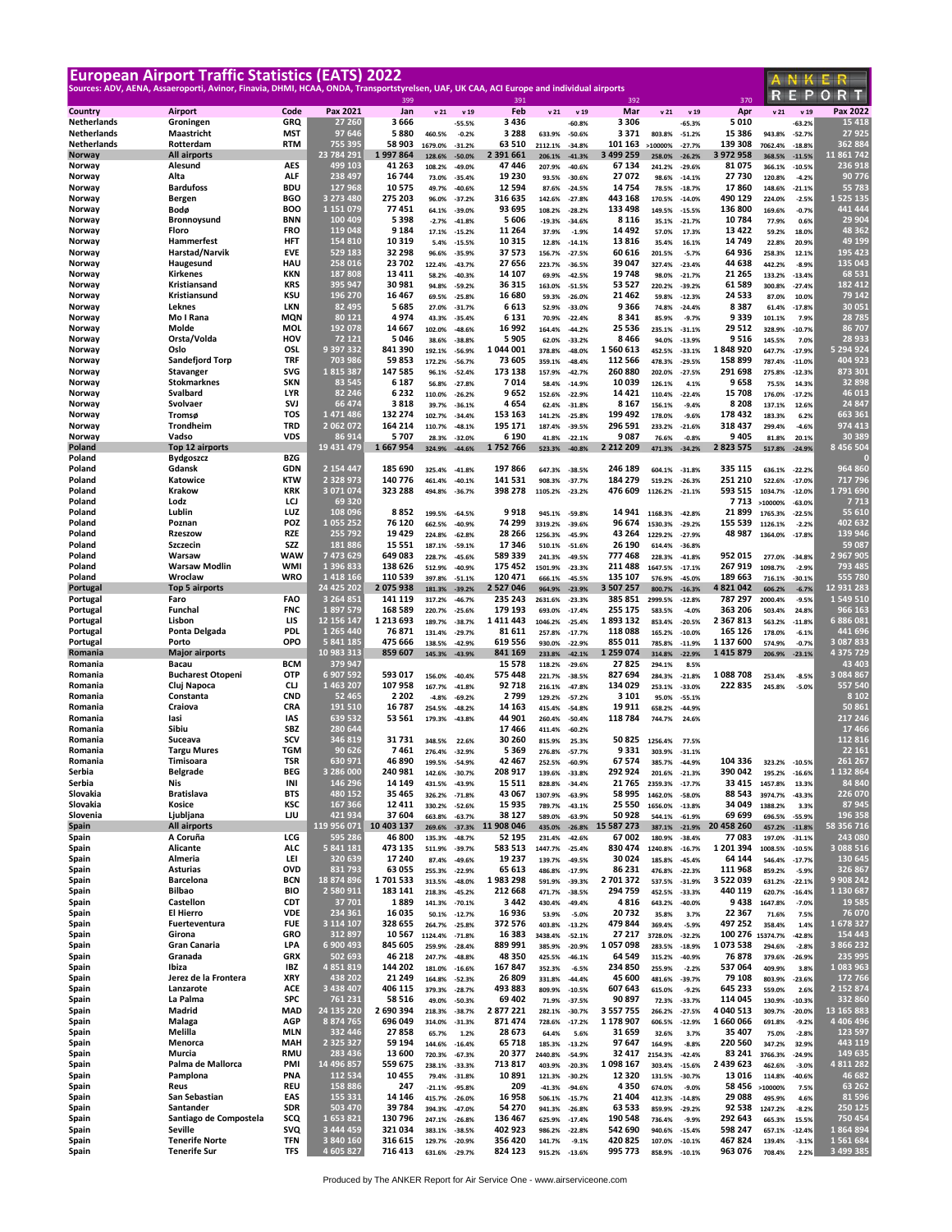# European Airport Traffic Statistics (EATS) 2022

Sources: ADV, AENA, Assaeroporti, Avinor, Finavia, DHMI, HCAA, ONDA, Transportstyrelsen, UAF, UK CAA, ACI Europe and individual airports

ANKER REPORT

| Country | Airport | Code | Pax 2021 | Jan (399) | v 21 | v 19 | Feb (391) | v 21 | v 19 | Mar (392) | v 21 | v 19 | Apr (370) | v 21 | v 19 | Pax 2022 |
|---|---|---|---|---|---|---|---|---|---|---|---|---|---|---|---|---|
| Netherlands | Groningen | GRQ | 27 260 | 3 666 | | -55.5% | 3 436 | | -60.8% | 3 306 | | -65.3% | 5 010 | | -63.2% | 15 418 |
| Netherlands | Maastricht | MST | 97 646 | 5 880 | 460.5% | -0.2% | 3 288 | 633.9% | -50.6% | 3 371 | 803.8% | -51.2% | 15 386 | 943.8% | -52.7% | 27 925 |
| Netherlands | Rotterdam | RTM | 755 395 | 58 903 | 1679.0% | -31.2% | 63 510 | 2112.1% | -34.8% | 101 163 | >10000% | -27.7% | 139 308 | 7062.4% | -18.8% | 362 884 |
| Norway | All airports | | 23 784 291 | 1 997 864 | 128.6% | -50.0% | 2 391 661 | 206.1% | -41.3% | 3 499 259 | 258.0% | -26.2% | 3 972 958 | 368.5% | -11.5% | 11 861 742 |
| Norway | Alesund | AES | 499 103 | 41 263 | 108.2% | -49.0% | 47 446 | 207.9% | -40.6% | 67 134 | 241.2% | -29.6% | 81 075 | 366.1% | -10.5% | 236 918 |
| Norway | Alta | ALF | 238 497 | 16 744 | 73.0% | -35.4% | 19 230 | 93.5% | -30.6% | 27 072 | 98.6% | -14.1% | 27 730 | 120.8% | -4.2% | 90 776 |
| Norway | Bardufoss | BDU | 127 968 | 10 575 | 49.7% | -40.6% | 12 594 | 87.6% | -24.5% | 14 754 | 78.5% | -18.7% | 17 860 | 148.6% | -21.1% | 55 783 |
| Norway | Bergen | BGO | 3 273 480 | 275 203 | 96.0% | -37.2% | 316 635 | 142.6% | -27.8% | 443 168 | 170.5% | -14.0% | 490 129 | 224.0% | -2.5% | 1 525 135 |
| Norway | Bodø | BOO | 1 151 079 | 77 451 | 64.1% | -39.0% | 93 695 | 108.2% | -28.2% | 133 498 | 149.5% | -15.5% | 136 800 | 169.6% | -0.7% | 441 444 |
| Norway | Bronnoysund | BNN | 100 409 | 5 398 | -2.7% | -41.8% | 5 606 | -19.3% | -34.6% | 8 116 | 35.1% | -21.7% | 10 784 | 77.9% | 0.6% | 29 904 |
| Norway | Floro | FRO | 119 048 | 9 184 | 17.1% | -15.2% | 11 264 | 37.9% | -1.9% | 14 492 | 57.0% | 17.3% | 13 422 | 59.2% | 18.0% | 48 362 |
| Norway | Hammerfest | HFT | 154 810 | 10 319 | 5.4% | -15.5% | 10 315 | 12.8% | -14.1% | 13 816 | 35.4% | 16.1% | 14 749 | 22.8% | 20.9% | 49 199 |
| Norway | Harstad/Narvik | EVE | 529 183 | 32 298 | 96.6% | -35.9% | 37 573 | 156.7% | -27.5% | 60 616 | 201.5% | -5.7% | 64 936 | 258.3% | 12.1% | 195 423 |
| Norway | Haugesund | HAU | 258 016 | 23 702 | 122.4% | -43.7% | 27 656 | 223.7% | -36.5% | 39 047 | 327.4% | -23.4% | 44 638 | 442.2% | -8.9% | 135 043 |
| Norway | Kirkenes | KKN | 187 808 | 13 411 | 58.2% | -40.3% | 14 107 | 69.9% | -42.5% | 19 748 | 98.0% | -21.7% | 21 265 | 133.2% | -13.4% | 68 531 |
| Norway | Kristiansand | KRS | 395 947 | 30 981 | 94.8% | -59.2% | 36 315 | 163.0% | -51.5% | 53 527 | 220.2% | -39.2% | 61 589 | 300.8% | -27.4% | 182 412 |
| Norway | Kristiansund | KSU | 196 270 | 16 467 | 69.5% | -25.8% | 16 680 | 59.3% | -26.0% | 21 462 | 59.8% | -12.3% | 24 533 | 87.0% | 10.0% | 79 142 |
| Norway | Leknes | LKN | 82 495 | 5 685 | 27.0% | -31.7% | 6 613 | 52.9% | -33.0% | 9 366 | 74.8% | -24.4% | 8 387 | 61.4% | -17.8% | 30 051 |
| Norway | Mo I Rana | MQN | 80 121 | 4 974 | 43.3% | -35.4% | 6 131 | 70.9% | -22.4% | 8 341 | 85.9% | -9.7% | 9 339 | 101.1% | 7.9% | 28 785 |
| Norway | Molde | MOL | 192 078 | 14 667 | 102.0% | -48.6% | 16 992 | 164.4% | -44.2% | 25 536 | 235.1% | -31.1% | 29 512 | 328.9% | -10.7% | 86 707 |
| Norway | Orsta/Volda | HOV | 72 121 | 5 046 | 38.6% | -38.8% | 5 905 | 62.0% | -33.2% | 8 466 | 94.0% | -13.9% | 9 516 | 145.5% | 7.0% | 28 933 |
| Norway | Oslo | OSL | 9 397 332 | 841 390 | 192.1% | -56.9% | 1 044 001 | 378.8% | -48.0% | 1 560 613 | 452.5% | -33.1% | 1 848 920 | 647.7% | -17.9% | 5 294 924 |
| Norway | Sandefjord Torp | TRF | 703 986 | 59 853 | 172.2% | -56.7% | 73 605 | 359.1% | -48.4% | 112 566 | 478.3% | -29.5% | 158 899 | 787.4% | -11.0% | 404 923 |
| Norway | Stavanger | SVG | 1 815 387 | 147 585 | 96.1% | -52.4% | 173 138 | 157.9% | -42.7% | 260 880 | 202.0% | -27.5% | 291 698 | 275.8% | -12.3% | 873 301 |
| Norway | Stokmarknes | SKN | 83 545 | 6 187 | 56.8% | -27.8% | 7 014 | 58.4% | -14.9% | 10 039 | 126.1% | 4.1% | 9 658 | 75.5% | 14.3% | 32 898 |
| Norway | Svalbard | LYR | 82 246 | 6 232 | 110.0% | -26.2% | 9 652 | 152.6% | -22.9% | 14 421 | 110.4% | -22.4% | 15 708 | 176.0% | -17.2% | 46 013 |
| Norway | Svolvaer | SVJ | 66 474 | 3 818 | 39.7% | -36.1% | 4 654 | 62.4% | -31.8% | 8 167 | 156.1% | -9.4% | 8 208 | 137.1% | 12.6% | 24 847 |
| Norway | Tromsø | TOS | 1 471 486 | 132 274 | 102.7% | -34.4% | 153 163 | 141.2% | -25.8% | 199 492 | 178.0% | -9.6% | 178 432 | 183.3% | 6.2% | 663 361 |
| Norway | Trondheim | TRD | 2 062 072 | 164 214 | 110.7% | -48.1% | 195 171 | 187.4% | -39.5% | 296 591 | 233.2% | -21.6% | 318 437 | 299.4% | -4.6% | 974 413 |
| Norway | Vadso | VDS | 86 914 | 5 707 | 28.3% | -32.0% | 6 190 | 41.8% | -22.1% | 9 087 | 76.6% | -0.8% | 9 405 | 81.8% | 20.1% | 30 389 |
| Poland | Top 12 airports | | 19 431 479 | 1 667 954 | 324.9% | -44.6% | 1 752 766 | 523.3% | -40.8% | 2 212 209 | 471.3% | -34.2% | 2 823 575 | 517.8% | -24.9% | 8 456 504 |
| Poland | Bydgoszcz | BZG | | | | | | | | | | | | | | 0 |
| Poland | Gdansk | GDN | 2 154 447 | 185 690 | 325.4% | -41.8% | 197 866 | 647.3% | -38.5% | 246 189 | 604.1% | -31.8% | 335 115 | 636.1% | -22.2% | 964 860 |
| Poland | Katowice | KTW | 2 328 973 | 140 776 | 461.4% | -40.1% | 141 531 | 908.3% | -37.7% | 184 279 | 519.2% | -26.3% | 251 210 | 522.6% | -17.0% | 717 796 |
| Poland | Krakow | KRK | 3 071 074 | 323 288 | 494.8% | -36.7% | 398 278 | 1105.2% | -23.2% | 476 609 | 1126.2% | -21.1% | 593 515 | 1034.7% | -12.0% | 1 791 690 |
| Poland | Lodz | LCJ | 69 320 | | | | | | | | | | 7 713 | >10000% | -63.0% | 7 713 |
| Poland | Lublin | LUZ | 108 096 | 8 852 | 199.5% | -64.5% | 9 918 | 945.1% | -59.8% | 14 941 | 1168.3% | -42.8% | 21 899 | 1765.3% | -22.5% | 55 610 |
| Poland | Poznan | POZ | 1 055 252 | 76 120 | 662.5% | -40.9% | 74 299 | 3319.2% | -39.6% | 96 674 | 1530.3% | -29.2% | 155 539 | 1126.1% | -2.2% | 402 632 |
| Poland | Rzeszow | RZE | 255 792 | 19 429 | 224.8% | -62.8% | 28 266 | 1256.3% | -45.9% | 43 264 | 1229.2% | -27.9% | 48 987 | 1364.0% | -17.8% | 139 946 |
| Poland | Szczecin | SZZ | 181 886 | 15 551 | 187.1% | -59.1% | 17 346 | 510.1% | -51.6% | 26 190 | 614.4% | -36.8% | | | | 59 087 |
| Poland | Warsaw | WAW | 7 473 629 | 649 083 | 228.7% | -45.6% | 589 339 | 241.3% | -49.5% | 777 468 | 228.3% | -41.8% | 952 015 | 277.0% | -34.8% | 2 967 905 |
| Poland | Warsaw Modlin | WMI | 1 396 833 | 138 626 | 512.9% | -40.9% | 175 452 | 1501.9% | -23.3% | 211 488 | 1647.5% | -17.1% | 267 919 | 1098.7% | -2.9% | 793 485 |
| Poland | Wroclaw | WRO | 1 418 166 | 110 539 | 397.8% | -51.1% | 120 471 | 666.1% | -45.5% | 135 107 | 576.9% | -45.0% | 189 663 | 716.1% | -30.1% | 555 780 |
| Portugal | Top 5 airports | | 24 425 202 | 2 075 938 | 181.3% | -39.2% | 2 527 046 | 964.9% | -23.9% | 3 507 257 | 800.7% | -16.3% | 4 821 042 | 606.2% | -6.7% | 12 931 283 |
| Portugal | Faro | FAO | 3 264 851 | 141 119 | 317.2% | -46.7% | 235 243 | 2631.6% | -23.3% | 385 851 | 2999.5% | -12.8% | 787 297 | 2000.4% | -9.5% | 1 549 510 |
| Portugal | Funchal | FNC | 1 897 579 | 168 589 | 220.7% | -25.6% | 179 193 | 693.0% | -17.4% | 255 175 | 583.5% | -4.0% | 363 206 | 503.4% | 24.8% | 966 163 |
| Portugal | Lisbon | LIS | 12 156 147 | 1 213 693 | 189.7% | -38.7% | 1 411 443 | 1046.2% | -25.4% | 1 893 132 | 853.4% | -20.5% | 2 367 813 | 563.2% | -11.8% | 6 886 081 |
| Portugal | Ponta Delgada | PDL | 1 265 440 | 76 871 | 131.4% | -29.7% | 81 611 | 257.8% | -17.7% | 118 088 | 165.2% | -10.0% | 165 126 | 178.0% | -6.1% | 441 696 |
| Portugal | Porto | OPO | 5 841 185 | 475 666 | 138.5% | -42.9% | 619 556 | 930.0% | -27.9% | 855 011 | 785.8% | -11.9% | 1 137 600 | 574.9% | -0.7% | 3 087 833 |
| Romania | Major airports | | 10 983 313 | 859 607 | 145.3% | -43.9% | 841 169 | 233.8% | -42.1% | 1 259 074 | 314.8% | -22.9% | 1 415 879 | 206.9% | -23.1% | 4 375 729 |
| Romania | Bacau | BCM | 379 947 | | | | 15 578 | 118.2% | -29.6% | 27 825 | 294.1% | 8.5% | | | | 43 403 |
| Romania | Bucharest Otopeni | OTP | 6 907 592 | 593 017 | 156.0% | -40.4% | 575 448 | 221.7% | -38.5% | 827 694 | 284.3% | -21.8% | 1 088 708 | 253.4% | -8.5% | 3 084 867 |
| Romania | Cluj Napoca | CLJ | 1 463 207 | 107 958 | 167.7% | -41.8% | 92 718 | 216.1% | -47.8% | 134 029 | 253.1% | -33.0% | 222 835 | 245.8% | -5.0% | 557 540 |
| Romania | Constanta | CND | 52 465 | 2 202 | -4.8% | -69.2% | 2 799 | 129.2% | -57.2% | 3 101 | 95.0% | -55.1% | | | | 8 102 |
| Romania | Craiova | CRA | 191 510 | 16 787 | 254.5% | -48.2% | 14 163 | 415.4% | -54.8% | 19 911 | 658.2% | -44.9% | | | | 50 861 |
| Romania | Iasi | IAS | 639 532 | 53 561 | 179.3% | -43.8% | 44 901 | 260.4% | -50.4% | 118 784 | 744.7% | 24.6% | | | | 217 246 |
| Romania | Sibiu | SBZ | 280 644 | | | | 17 466 | 411.4% | -60.2% | | | | | | | 17 466 |
| Romania | Suceava | SCV | 346 819 | 31 731 | 348.5% | 22.6% | 30 260 | 815.9% | 25.3% | 50 825 | 1256.4% | 77.5% | | | | 112 816 |
| Romania | Targu Mures | TGM | 90 626 | 7 461 | 276.4% | -32.9% | 5 369 | 276.8% | -57.7% | 9 331 | 303.9% | -31.1% | | | | 22 161 |
| Romania | Timisoara | TSR | 630 971 | 46 890 | 199.5% | -54.9% | 42 467 | 252.5% | -60.9% | 67 574 | 385.7% | -44.9% | 104 336 | 323.2% | -10.5% | 261 267 |
| Serbia | Belgrade | BEG | 3 286 000 | 240 981 | 142.6% | -30.7% | 208 917 | 139.6% | -33.8% | 292 924 | 201.6% | -21.3% | 390 042 | 195.2% | -16.6% | 1 132 864 |
| Serbia | Nis | INI | 146 296 | 14 149 | 431.5% | -43.9% | 15 511 | 828.8% | -34.4% | 21 765 | 2359.3% | -17.7% | 33 415 | 1457.8% | 13.3% | 84 840 |
| Slovakia | Bratislava | BTS | 480 152 | 35 465 | 326.2% | -71.8% | 43 067 | 1307.9% | -63.9% | 58 995 | 1462.0% | -58.0% | 88 543 | 3974.7% | -43.3% | 226 070 |
| Slovakia | Kosice | KSC | 167 366 | 12 411 | 330.2% | -52.6% | 15 935 | 789.7% | -43.1% | 25 550 | 1656.0% | -13.8% | 34 049 | 1388.2% | 3.3% | 87 945 |
| Slovenia | Ljubljana | LJU | 421 934 | 37 604 | 663.8% | -63.7% | 38 127 | 589.0% | -63.9% | 50 928 | 544.1% | -61.9% | 69 699 | 696.5% | -55.9% | 196 358 |
| Spain | All airports | | 119 956 071 | 10 403 137 | 269.6% | -37.3% | 11 908 046 | 435.0% | -26.8% | 15 587 273 | 387.1% | -21.9% | 20 458 260 | 457.2% | -11.8% | 58 356 716 |
| Spain | A Coruña | LCG | 595 286 | 46 800 | 135.3% | -48.7% | 52 195 | 231.4% | -42.6% | 67 002 | 180.9% | -38.4% | 77 083 | 197.0% | -31.1% | 243 080 |
| Spain | Alicante | ALC | 5 841 181 | 473 135 | 511.9% | -39.7% | 583 513 | 1447.7% | -25.4% | 830 474 | 1240.8% | -16.7% | 1 201 394 | 1008.5% | -10.5% | 3 088 516 |
| Spain | Almeria | LEI | 320 639 | 17 240 | 87.4% | -49.6% | 19 237 | 139.7% | -49.5% | 30 024 | 185.8% | -45.4% | 64 144 | 546.4% | -17.7% | 130 645 |
| Spain | Asturias | OVD | 831 793 | 63 055 | 255.3% | -22.9% | 65 613 | 486.8% | -17.9% | 86 231 | 476.8% | -22.3% | 111 968 | 859.2% | -5.9% | 326 867 |
| Spain | Barcelona | BCN | 18 874 896 | 1 701 533 | 313.5% | -48.0% | 1 983 298 | 591.9% | -39.3% | 2 701 372 | 537.5% | -31.9% | 3 522 039 | 631.2% | -22.1% | 9 908 242 |
| Spain | Bilbao | BIO | 2 580 911 | 183 141 | 218.3% | -45.2% | 212 668 | 471.7% | -38.5% | 294 759 | 452.5% | -33.3% | 440 119 | 620.7% | -16.4% | 1 130 687 |
| Spain | Castellon | CDT | 37 701 | 1 889 | 141.3% | -70.1% | 3 442 | 430.4% | -49.4% | 4 816 | 643.2% | -40.0% | 9 438 | 1647.8% | -7.0% | 19 585 |
| Spain | El Hierro | VDE | 234 361 | 16 035 | 50.1% | -12.7% | 16 936 | 53.9% | -5.0% | 20 732 | 35.8% | 3.7% | 22 367 | 71.6% | 7.5% | 76 070 |
| Spain | Fuerteventura | FUE | 3 114 107 | 328 655 | 264.7% | -25.8% | 372 576 | 403.8% | -13.2% | 479 844 | 369.4% | -5.9% | 497 252 | 358.4% | 1.4% | 1 678 327 |
| Spain | Girona | GRO | 312 897 | 10 567 | 1124.4% | -71.8% | 16 383 | 3438.4% | -52.1% | 27 217 | 3728.0% | -32.2% | 100 276 | 15374.7% | -42.8% | 154 443 |
| Spain | Gran Canaria | LPA | 6 900 493 | 845 605 | 259.9% | -28.4% | 889 991 | 385.9% | -20.9% | 1 057 098 | 283.5% | -18.9% | 1 073 538 | 294.6% | -2.8% | 3 866 232 |
| Spain | Granada | GRX | 502 693 | 46 218 | 247.7% | -48.8% | 48 350 | 425.5% | -46.1% | 64 549 | 315.2% | -40.9% | 76 878 | 379.6% | -26.9% | 235 995 |
| Spain | Ibiza | IBZ | 4 851 819 | 144 202 | 181.0% | -16.6% | 167 847 | 352.3% | -6.5% | 234 850 | 255.9% | -2.2% | 537 064 | 409.9% | 3.8% | 1 083 963 |
| Spain | Jerez de la Frontera | XRY | 438 202 | 21 249 | 164.8% | -52.3% | 26 809 | 331.8% | -44.4% | 45 600 | 481.6% | -39.7% | 79 108 | 803.9% | -23.6% | 172 766 |
| Spain | Lanzarote | ACE | 3 438 407 | 406 115 | 379.3% | -28.7% | 493 883 | 809.9% | -10.5% | 607 643 | 615.0% | -9.2% | 645 233 | 559.0% | 2.6% | 2 152 874 |
| Spain | La Palma | SPC | 761 231 | 58 516 | 49.0% | -50.3% | 69 402 | 71.9% | -37.5% | 90 897 | 72.3% | -33.7% | 114 045 | 130.9% | -10.3% | 332 860 |
| Spain | Madrid | MAD | 24 135 220 | 2 690 394 | 218.3% | -38.7% | 2 877 221 | 282.1% | -30.7% | 3 557 755 | 266.2% | -27.5% | 4 040 513 | 309.7% | -20.0% | 13 165 883 |
| Spain | Malaga | AGP | 8 874 765 | 696 049 | 314.0% | -31.3% | 871 474 | 728.6% | -17.2% | 1 178 907 | 606.5% | -12.9% | 1 660 066 | 691.8% | -9.2% | 4 406 496 |
| Spain | Melilla | MLN | 332 446 | 27 858 | 65.7% | 1.2% | 28 673 | 64.4% | 5.6% | 31 659 | 32.6% | 3.7% | 35 407 | 75.0% | -2.8% | 123 597 |
| Spain | Menorca | MAH | 2 325 327 | 59 194 | 144.6% | -16.4% | 65 718 | 185.3% | -13.2% | 97 647 | 164.9% | -8.8% | 220 560 | 347.2% | 32.9% | 443 119 |
| Spain | Murcia | RMU | 283 436 | 13 600 | 720.3% | -67.3% | 20 377 | 2440.8% | -54.9% | 32 417 | 2154.3% | -42.4% | 83 241 | 3766.3% | -24.9% | 149 635 |
| Spain | Palma de Mallorca | PMI | 14 496 857 | 559 675 | 238.1% | -33.3% | 713 817 | 403.9% | -20.3% | 1 098 167 | 303.4% | -15.6% | 2 439 623 | 462.6% | -3.0% | 4 811 282 |
| Spain | Pamplona | PNA | 112 534 | 10 455 | 79.4% | -31.8% | 10 891 | 121.3% | -30.2% | 12 320 | 131.5% | -30.7% | 13 016 | 114.8% | -40.6% | 46 682 |
| Spain | Reus | REU | 158 886 | 247 | -21.1% | -95.8% | 209 | -41.3% | -94.6% | 4 350 | 674.0% | -9.0% | 58 456 | >10000% | 7.5% | 63 262 |
| Spain | San Sebastian | EAS | 155 331 | 14 146 | 415.7% | -26.0% | 16 958 | 506.1% | -15.7% | 21 404 | 412.3% | -14.8% | 29 088 | 495.9% | 4.6% | 81 596 |
| Spain | Santander | SDR | 503 470 | 39 784 | 394.3% | -47.0% | 54 270 | 941.3% | -26.8% | 63 533 | 859.9% | -29.2% | 92 538 | 1247.2% | -8.2% | 250 125 |
| Spain | Santiago de Compostela | SCQ | 1 653 821 | 130 796 | 247.1% | -26.8% | 136 467 | 625.9% | -17.4% | 190 548 | 736.4% | -9.9% | 292 643 | 665.3% | 15.5% | 750 454 |
| Spain | Seville | SVQ | 3 444 459 | 321 034 | 383.1% | -38.5% | 402 923 | 986.2% | -22.8% | 542 690 | 940.6% | -15.4% | 598 247 | 657.1% | -12.4% | 1 864 894 |
| Spain | Tenerife Norte | TFN | 3 840 160 | 316 615 | 129.7% | -20.9% | 356 420 | 141.7% | -9.1% | 420 825 | 107.0% | -10.1% | 467 824 | 139.4% | -3.1% | 1 561 684 |
| Spain | Tenerife Sur | TFS | 4 605 827 | 716 413 | 631.6% | -29.7% | 824 123 | 915.2% | -13.6% | 995 773 | 858.9% | -10.1% | 963 076 | 708.4% | 2.2% | 3 499 385 |

Produced by The ANKER Report for Air Service One - www.airserviceone.com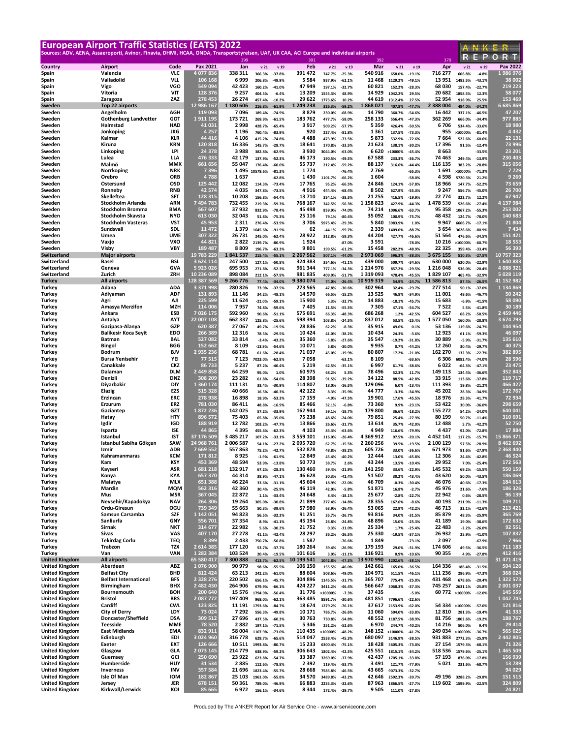# European Airport Traffic Statistics (EATS) 2022

Sources: ADV, AENA, Assaeroporti, Avinor, Finavia, DHMI, HCAA, ONDA, Transportstyrelsen, UAF, UK CAA, ACI Europe and individual airports

ANKER REPORT

| | | | | 399 | | | 391 | | | 392 | | | 370 | | | |
|---|---|---|---|---|---|---|---|---|---|---|---|---|---|---|---|---|
| **Country** | **Airport** | **Code** | **Pax 2021** | **Jan** | **v 21** | **v 19** | **Feb** | **v 21** | **v 19** | **Mar** | **v 21** | **v 19** | **Apr** | **v 21** | **v 19** | **Pax 2022** |
| Spain | Valencia | VLC | 4 077 836 | 338 311 | 366.3% | -37.8% | 391 472 | 747.7% | -25.3% | 540 916 | 658.0% | -19.1% | 716 277 | 606.8% | -4.8% | 1 986 976 |
| Spain | Valladolid | VLL | 106 168 | 6 999 | 206.8% | -49.9% | 5 584 | 937.9% | -62.1% | 11 468 | 1129.2% | -49.1% | 13 951 | 1483.5% | -43.1% | 38 002 |
| Spain | Vigo | VGO | 549 094 | 42 423 | 160.2% | -41.0% | 47 949 | 197.1% | -32.7% | 60 821 | 152.2% | -28.3% | 68 030 | 157.4% | -22.7% | 219 223 |
| Spain | Vitoria | VIT | 128 376 | 9 257 | 404.5% | -6.4% | 13 209 | 1555.3% | 48.9% | 14 929 | 1042.2% | 29.5% | 20 682 | 1858.5% | 12.3% | 58 077 |
| Spain | Zaragoza | ZAZ | 278 453 | 26 274 | 457.4% | -10.2% | 29 622 | 1773.6% | 10.2% | 44 619 | 1312.4% | 27.5% | 52 954 | 918.9% | 25.5% | 153 469 |
| **Sweden** | **Top 22 airports** | | 12 986 167 | 1 180 606 | 216.8% | -61.9% | 1 249 238 | 326.3% | -59.2% | 1 868 021 | 407.8% | -47.7% | 2 388 004 | 494.0% | -34.2% | 6 685 869 |
| Sweden | Angelholm | AGH | 119 093 | 7 096 | 189.4% | -74.9% | 8 879 | 230.0% | -68.9% | 14 790 | 360.7% | -54.6% | 16 442 | 337.1% | -46.5% | 47 207 |
| Sweden | Gothenburg Landvetter | GOT | 1 911 195 | 173 721 | 269.9% | -61.5% | 183 762 | 477.7% | -58.0% | 258 133 | 556.4% | -47.3% | 362 269 | 666.0% | -34.4% | 977 885 |
| Sweden | Halmstad | HAD | 41 031 | 2 998 | 428.7% | -65.4% | 3 917 | 509.2% | -57.7% | 5 359 | 426.4% | -50.5% | 6 706 | 534.4% | -33.6% | 18 980 |
| Sweden | Jonkoping | JKG | 4 257 | 1 196 | 760.4% | -83.9% | 920 | 227.4% | -81.8% | 1 361 | 137.5% | -73.3% | 955 | >10000% | -81.4% | 4 432 |
| Sweden | Kalmar | KLR | 44 416 | 4 106 | 415.2% | -74.8% | 4 488 | 473.9% | -73.5% | 5 873 | 532.9% | -72.6% | 7 664 | 522.6% | -60.6% | 22 131 |
| Sweden | Kiruna | KRN | 120 818 | 16 336 | 145.7% | -28.7% | 18 641 | 170.8% | -33.5% | 21 623 | 138.1% | -30.2% | 17 396 | 91.5% | -12.4% | 73 996 |
| Sweden | Linkoping | LPI | 24 378 | 3 988 | 382.8% | -62.9% | 3 930 | 3044.0% | -63.0% | 6 620 | >10000% | -45.4% | 8 663 | | -33.5% | 23 201 |
| Sweden | Lulea | LLA | 476 333 | 42 179 | 137.9% | -52.3% | 46 173 | 190.5% | -49.5% | 67 588 | 233.3% | -36.7% | 74 463 | 249.4% | -13.9% | 230 403 |
| Sweden | Malmö | MMX | 661 656 | 55 047 | 176.4% | -60.0% | 55 737 | 212.4% | -59.2% | 88 137 | 316.6% | -44.4% | 116 135 | 383.2% | -28.8% | 315 056 |
| Sweden | Norrkoping | NRK | 7 396 | 1 495 | 10578.6% | -81.3% | 1 774 | | -76.4% | 2 769 | | -65.3% | 1 691 | >10000% | -71.3% | 7 729 |
| Sweden | Orebro | ORB | 4 788 | 1 637 | | -62.8% | 1 430 | 1101.7% | -66.2% | 1 604 | | -58.0% | 4 598 | 5720.3% | 21.2% | 9 269 |
| Sweden | Ostersund | OSD | 125 442 | 12 082 | 114.3% | -73.4% | 17 765 | 95.2% | -66.5% | 24 846 | 124.1% | -57.8% | 18 966 | 147.7% | -52.2% | 73 659 |
| Sweden | Ronneby | RNB | 42 574 | 4 035 | 347.8% | -73.5% | 4 916 | 444.4% | -68.4% | 8 502 | 627.9% | -55.3% | 9 247 | 556.7% | -45.0% | 26 700 |
| Sweden | Skelleftea | SFT | 128 315 | 10 208 | 156.8% | -54.4% | 13 710 | 334.1% | -38.5% | 21 255 | 416.5% | -19.9% | 22 774 | 322.7% | 12.2% | 67 947 |
| Sweden | Stockholm Arlanda | ARN | 7 494 783 | 732 455 | 219.3% | -59.3% | 768 167 | 342.5% | -56.3% | 1 158 823 | 427.9% | -44.3% | 1 478 539 | 526.6% | -27.4% | 4 137 984 |
| Sweden | Stockholm Bromma | BMA | 567 607 | 37 932 | 832.9% | -78.4% | 45 498 | 859.9% | -74.0% | 74 214 | 1096.6% | -63.7% | 95 358 | 1067.2% | -55.3% | 253 002 |
| Sweden | Stockholm Skavsta | NYO | 613 030 | 32 043 | 51.8% | -75.3% | 25 116 | 79.1% | -80.4% | 35 092 | 100.9% | -75.7% | 48 432 | 124.7% | -78.0% | 140 683 |
| Sweden | Stockholm Vasteras | VST | 45 953 | 2 311 | 276.4% | -53.9% | 3 706 | 5975.4% | -29.3% | 5 840 | 3983.9% | 1.0% | 9 947 | 6666.7% | -17.1% | 21 804 |
| Sweden | Sundsvall | SDL | 11 472 | 1 379 | 1645.6% | -91.9% | 62 | -44.1% | -99.7% | 2 339 | 1409.0% | -88.7% | 3 654 | 3628.6% | -80.9% | 7 434 |
| Sweden | Umea | UME | 307 322 | 26 731 | 245.0% | -62.4% | 28 922 | 312.8% | -59.3% | 44 204 | 427.7% | -46.6% | 51 564 | 476.6% | -34.5% | 151 421 |
| Sweden | Vaxjo | VXO | 44 821 | 2 822 | 2139.7% | -80.9% | 1 924 | | -87.0% | 3 591 | | -78.0% | 10 216 | >10000% | -60.7% | 18 553 |
| Sweden | Visby | VBY | 189 487 | 8 809 | 196.7% | -63.3% | 9 801 | 199.5% | -61.2% | 15 458 | 282.2% | -48.9% | 22 325 | 359.4% | -33.4% | 56 393 |
| **Switzerland** | **Major airports** | | 19 783 229 | 1 841 537 | 215.4% | -55.1% | 2 267 562 | 507.1% | -44.0% | 2 973 069 | 596.3% | -38.3% | 3 675 155 | 510.3% | -27.5% | 10 757 323 |
| Switzerland | Basel | BSL | 3 624 114 | 247 500 | 127.1% | -50.8% | 324 383 | 354.6% | -41.1% | 439 000 | 509.7% | -34.6% | 630 000 | 620.0% | -22.9% | 1 640 883 |
| Switzerland | Geneva | GVA | 5 923 026 | 695 953 | 271.8% | -52.3% | 961 344 | 777.1% | -34.3% | 1 214 976 | 857.2% | -29.5% | 1 216 048 | 536.0% | -20.4% | 4 088 321 |
| Switzerland | Zurich | ZRH | 10 236 089 | 898 084 | 212.1% | -57.9% | 981 835 | 409.9% | -51.7% | 1 319 093 | 478.4% | -45.5% | 1 829 107 | 465.4% | -32.9% | 5 028 119 |
| **Turkey** | **All airports** | | 128 387 569 | 9 266 776 | 77.4% | -34.0% | 9 380 074 | 74.0% | -26.4% | 10 919 319 | 54.9% | -24.7% | 11 586 813 | 87.4% | -26.5% | 41 152 982 |
| Turkey | Adana | ADA | 3 371 998 | 280 826 | 73.9% | -37.5% | 273 565 | 47.8% | -30.6% | 302 964 | 32.4% | -29.7% | 277 514 | 50.1% | -37.0% | 1 134 869 |
| Turkey | Adiyaman | ADF | 131 893 | 11 146 | 34.2% | -48.1% | 14 570 | 66.5% | -15.2% | 13 525 | 46.8% | -34.9% | 11 001 | 49.6% | -46.7% | 50 242 |
| Turkey | Agri | AJI | 225 599 | 11 624 | -21.0% | -59.1% | 15 900 | 5.3% | -32.7% | 14 883 | -18.1% | -45.7% | 15 683 | -6.9% | -41.5% | 58 090 |
| Turkey | Amasya Merzifon | MZH | 114 006 | 7 957 | 74.8% | -59.6% | 7 405 | 21.5% | -55.5% | 7 305 | 47.1% | -54.7% | 7 522 | 5.5% | -41.8% | 30 189 |
| Turkey | Ankara | ESB | 7 026 175 | 592 960 | 90.6% | -51.1% | 575 691 | 66.3% | -48.3% | 686 268 | 1.2% | -42.5% | 604 527 | 68.2% | -50.5% | 2 459 446 |
| Turkey | Antalya | AYT | 22 007 108 | 662 337 | 125.8% | -25.6% | 598 394 | 103.8% | -24.5% | 837 012 | 53.5% | -25.4% | 1 577 050 | 160.0% | -28.8% | 3 674 793 |
| Turkey | Gazipasa-Alanya | GZP | 620 387 | 27 067 | 49.7% | -19.5% | 28 836 | 62.2% | -8.3% | 35 915 | 49.6% | 0.1% | 53 136 | 119.6% | -24.7% | 144 954 |
| Turkey | Balikesir Koca Seyit | EDO | 266 389 | 12 316 | 78.5% | -29.5% | 10 424 | 41.0% | -38.2% | 10 434 | 24.3% | -3.6% | 12 923 | 61.1% | -59.3% | 46 097 |
| Turkey | Batman | BAL | 527 082 | 33 814 | -3.4% | -43.2% | 35 360 | -5.8% | -27.6% | 35 547 | -19.2% | -31.8% | 30 889 | -5.9% | -31.7% | 135 610 |
| Turkey | Bingol | BGG | 152 662 | 8 109 | -13.9% | -54.6% | 10 071 | 5.8% | -30.0% | 9 935 | 0.7% | -44.2% | 12 260 | 30.4% | -29.7% | 40 375 |
| Turkey | Bodrum | BJV | 2 935 236 | 68 781 | 61.6% | -28.4% | 71 037 | 45.0% | -19.9% | 80 807 | 17.2% | -21.0% | 162 270 | 132.3% | -22.7% | 382 895 |
| Turkey | Bursa Yenisehir | YEI | 77 515 | 7 123 | 7023.0% | -62.8% | 7 058 | | -63.1% | 8 109 | | -63.6% | 6 306 | 6082.4% | -74.0% | 28 596 |
| Turkey | Canakkale | CKZ | 86 733 | 5 237 | 87.2% | -40.4% | 5 219 | 62.5% | -35.1% | 6 997 | 61.7% | -38.6% | 6 022 | -64.3% | -47.1% | 23 475 |
| Turkey | Dalaman | DLM | 2 449 658 | 64 259 | 95.0% | 1.0% | 60 975 | 68.2% | 5.3% | 78 496 | 52.3% | 11.7% | 149 113 | 134.4% | -36.6% | 352 843 |
| Turkey | Denizli | DNZ | 308 209 | 23 282 | 61.8% | -54.6% | 28 398 | 91.5% | -39.2% | 34 122 | 88.5% | -42.8% | 33 915 | 113.6% | -37.8% | 119 717 |
| Turkey | Diyarbakir | DIY | 1 360 174 | 111 131 | 33.4% | -30.9% | 114 807 | 18.0% | -16.5% | 129 096 | 6.0% | -13.4% | 111 393 | 19.8% | -21.2% | 466 427 |
| Turkey | Elazig | EZS | 515 328 | 40 666 | 16.5% | -46.3% | 42 122 | 8.3% | -35.9% | 44 777 | -3.3% | -34.9% | 45 202 | 28.3% | -34.9% | 172 767 |
| Turkey | Erzincan | ERC | 278 938 | 16 898 | 18.9% | -53.3% | 17 159 | -4.9% | -47.5% | 19 901 | 17.6% | -45.5% | 18 976 | 28.3% | -41.7% | 72 934 |
| Turkey | Erzurum | ERZ | 781 030 | 86 411 | 48.8% | -16.9% | 85 466 | 32.1% | -6.8% | 73 360 | 9.9% | -23.1% | 53 422 | 30.0% | -36.0% | 298 659 |
| Turkey | Gaziantep | GZT | 1 872 236 | 142 025 | 57.2% | -33.9% | 162 944 | 59.1% | -18.7% | 179 800 | 36.6% | -18.2% | 155 272 | 54.2% | -24.0% | 640 041 |
| Turkey | Hatay | HTY | 896 572 | 75 403 | 65.8% | -35.0% | 75 238 | 48.6% | -24.0% | 79 851 | 25.4% | -27.9% | 80 199 | 50.7% | -11.4% | 310 691 |
| Turkey | Igdir | IGD | 188 919 | 12 782 | 103.2% | -47.7% | 13 866 | 26.6% | -31.7% | 13 614 | 35.7% | -42.0% | 12 488 | 5.7% | -42.2% | 52 750 |
| Turkey | Isparta | ISE | 44 865 | 4 395 | 455.6% | -62.3% | 4 103 | 83.3% | -63.6% | 4 949 | 116.6% | -79.9% | 4 437 | 92.0% | -72.8% | 17 884 |
| Turkey | Istanbul | IST | 37 176 509 | 3 485 217 | 107.2% | -33.1% | 3 559 101 | 116.0% | -26.4% | 4 369 912 | 97.5% | -20.1% | 4 452 141 | 117.2% | -15.7% | 15 866 371 |
| Turkey | Istanbul Sabiha Gökçen | SAW | 24 968 761 | 2 006 587 | 54.1% | -27.2% | 2 095 720 | 62.7% | -15.5% | 2 260 256 | 39.5% | -19.5% | 2 100 129 | 57.5% | -28.9% | 8 462 692 |
| Turkey | Izmir | ADB | 7 669 552 | 557 863 | 75.2% | -42.7% | 532 878 | 48.8% | -38.2% | 605 726 | 33.0% | -36.6% | 671 973 | 81.6% | -27.9% | 2 368 440 |
| Turkey | Kahramanmaras | KCM | 171 812 | 8 925 | -1.9% | -61.9% | 12 849 | 45.4% | -40.2% | 12 444 | 13.0% | -45.8% | 12 306 | 24.4% | -42.8% | 46 524 |
| Turkey | Kars | KSY | 453 369 | 48 594 | 53.9% | -13.8% | 50 773 | 38.7% | 2.6% | 43 244 | 13.5% | -10.4% | 29 952 | 7.0% | -25.4% | 172 563 |
| Turkey | Kayseri | ASR | 1 681 218 | 132 917 | 67.2% | -28.3% | 130 460 | 59.4% | -21.9% | 141 250 | 33.6% | -22.9% | 145 532 | 69.2% | -15.5% | 550 159 |
| Turkey | Konya | KYA | 657 370 | 44 314 | 38.9% | -47.1% | 46 628 | 30.3% | -42.4% | 51 507 | 30.2% | -43.4% | 43 620 | 50.0% | -43.5% | 186 069 |
| Turkey | Malatya | MLX | 651 388 | 46 224 | 33.6% | -31.1% | 45 604 | 18.9% | -22.0% | 46 709 | -0.3% | -30.4% | 46 076 | 40.6% | -17.3% | 184 613 |
| Turkey | Mardin | MQM | 562 316 | 42 360 | 30.4% | -25.9% | 46 119 | 42.0% | -5.8% | 51 871 | 16.8% | -2.7% | 45 976 | 21.6% | -7.6% | 186 326 |
| Turkey | Mus | MSR | 367 045 | 22 872 | 1.1% | -33.4% | 24 648 | 8.4% | -18.1% | 25 677 | -2.8% | -22.7% | 22 942 | 0.6% | -28.5% | 96 139 |
| Turkey | Nevsehir/Kapadokya | NAV | 264 306 | 19 264 | 305.0% | -30.8% | 21 899 | 277.4% | -14.8% | 28 355 | 167.6% | -8.6% | 40 193 | 211.9% | -11.3% | 109 711 |
| Turkey | Ordu-Giresun | OGU | 739 349 | 55 663 | 50.3% | -39.6% | 57 980 | 63.9% | -26.4% | 53 065 | 22.9% | -42.2% | 46 713 | 32.1% | -42.6% | 213 421 |
| Turkey | Samsun Carsamba | SZF | 1 142 051 | 94 823 | 56.5% | -32.3% | 91 251 | 35.7% | -26.7% | 93 816 | 34.0% | -31.5% | 85 879 | 48.3% | -25.9% | 365 769 |
| Turkey | Sanliurfa | GNY | 556 701 | 37 354 | 8.9% | -41.1% | 45 194 | 26.8% | -24.8% | 48 896 | 15.0% | -25.3% | 41 189 | 19.0% | -38.6% | 172 633 |
| Turkey | Sirnak | NKT | 314 677 | 22 982 | 5.6% | -30.2% | 21 752 | 0.3% | -31.0% | 25 334 | 1.7% | -25.4% | 22 483 | -2.2% | -26.0% | 92 551 |
| Turkey | Sivas | VAS | 407 170 | 27 278 | 41.1% | -42.4% | 28 297 | 36.2% | -26.5% | 25 330 | -19.5% | -37.1% | 26 932 | 25.9% | -41.0% | 107 837 |
| Turkey | Tekirdag Corlu | TEQ | 8 399 | 2 433 | 750.7% | -56.8% | 1 587 | | -76.6% | 1 849 | | -73.1% | 2 097 | | -67.9% | 7 966 |
| Turkey | Trabzon | TZX | 2 614 385 | 177 120 | 53.7% | -37.7% | 180 264 | 39.4% | -26.9% | 179 193 | 29.0% | -31.9% | 174 606 | 49.5% | -36.5% | 711 183 |
| Turkey | Van | VAN | 1 282 384 | 103 524 | 20.4% | -19.5% | 101 616 | 3.9% | -11.1% | 116 921 | 0.9% | -10.6% | 90 355 | 4.9% | -27.8% | 412 416 |
| **United Kingdom** | **All airports** | | 65 580 417 | 7 300 888 | 413.7% | -62.5% | 10 199 541 | 1042.8% | -47.3% | 13 970 990 | 1202.6% | -38.1% | | | | 31 471 419 |
| United Kingdom | Aberdeen | ABZ | 1 076 900 | 90 979 | 98.6% | -55.5% | 106 150 | 155.5% | -46.0% | 142 661 | 165.0% | -36.5% | 164 336 | 186.4% | -31.5% | 504 126 |
| United Kingdom | Belfast City | BHD | 812 424 | 63 213 | 242.1% | -61.0% | 88 604 | 508.6% | -49.0% | 104 971 | 511.5% | -46.1% | 111 236 | 286.9% | -47.3% | 368 024 |
| United Kingdom | Belfast International | BFS | 2 328 276 | 220 502 | 656.1% | -45.7% | 304 896 | 1145.5% | -31.7% | 365 707 | 775.4% | -25.0% | 431 468 | 678.6% | -20.4% | 1 322 573 |
| United Kingdom | Birmingham | BHX | 2 482 430 | 264 906 | 679.9% | -66.1% | 424 227 | 3411.2% | -46.4% | 566 647 | 3068.3% | -37.3% | 745 257 | 2631.1% | -25.8% | 2 001 037 |
| United Kingdom | Bournemouth | BOH | 200 640 | 15 576 | 1794.9% | -56.4% | 31 776 | >10000% | -7.3% | 37 435 | | -5.0% | 60 772 | >10000% | -12.0% | 145 559 |
| United Kingdom | Bristol | BRS | 2 087 772 | 197 409 | 968.0% | -62.1% | 363 485 | 8591.7% | -30.6% | 481 851 | 7796.6% | -22.6% | | | | 1 042 745 |
| United Kingdom | Cardiff | CWL | 123 825 | 11 191 | 1793.6% | -84.7% | 18 674 | 1279.2% | -76.1% | 37 617 | 2153.9% | -62.0% | 54 334 | >10000% | -57.0% | 121 816 |
| United Kingdom | City of Derry | LDY | 73 024 | 7 292 | 556.3% | -49.8% | 10 171 | 786.7% | -26.6% | 11 060 | 504.0% | -33.8% | 12 810 | 281.3% | -19.4% | 41 333 |
| United Kingdom | Doncaster/Sheffield | DSA | 309 512 | 27 696 | 437.5% | -60.3% | 30 763 | 730.8% | -54.8% | 48 552 | 1187.5% | -38.9% | 81 756 | 1802.6% | -19.2% | 188 767 |
| United Kingdom | Teesside | MME | 78 520 | 2 882 | 197.1% | -71.5% | 5 346 | 251.2% | -52.6% | 6 970 | 244.7% | -40.2% | 14 216 | 506.0% | 9.4% | 29 414 |
| United Kingdom | East Midlands | EMA | 832 911 | 58 004 | 1107.9% | -73.0% | 110 435 | >10000% | -48.2% | 148 152 | >10000% | -41.7% | 249 034 | >10000% | -36.7% | 565 625 |
| United Kingdom | Edinburgh | EDI | 3 024 960 | 316 778 | 242.2% | -66.8% | 514 047 | 2538.4% | -45.3% | 680 097 | 3146.9% | -38.5% | 931 883 | 2772.3% | -25.9% | 2 442 805 |
| United Kingdom | Exeter | EXT | 126 666 | 10 511 | 1993.8% | -80.7% | 15 233 | 6300.4% | -75.1% | 18 428 | 5605.3% | -73.0% | 27 154 | 1579.3% | -68.1% | 71 326 |
| United Kingdom | Glasgow | GLA | 2 073 145 | 214 779 | 638.9% | -59.2% | 306 643 | 1802.4% | -42.5% | 425 551 | 1815.1% | -34.2% | 518 536 | 1579.6% | -25.1% | 1 465 509 |
| United Kingdom | Guernsey | GCI | 250 690 | 23 922 | 623.8% | -54.7% | 33 387 | 3269.0% | -37.9% | 42 437 | 1705.1% | -33.8% | 57 193 | 876.0% | -17.8% | 156 939 |
| United Kingdom | Humberside | HUY | 31 534 | 2 885 | 112.6% | -78.8% | 2 392 | 119.4% | -83.7% | 3 491 | 121.7% | -77.9% | 5 021 | 231.6% | -68.7% | 13 789 |
| United Kingdom | Inverness | INV | 357 584 | 21 696 | 1823.4% | -55.7% | 28 668 | 7585.8% | -46.5% | 43 665 | 9073.3% | -32.7% | | | | 94 029 |
| United Kingdom | Isle Of Man | IOM | 182 867 | 25 103 | 1961.0% | -55.8% | 34 570 | 3489.8% | -43.2% | 42 646 | 2592.3% | -39.7% | 49 196 | 3288.2% | -29.8% | 151 515 |
| United Kingdom | Jersey | JER | 678 151 | 50 361 | 789.0% | -46.9% | 66 883 | 2235.3% | -32.6% | 87 963 | 1866.5% | -27.7% | 119 602 | 1599.9% | -22.5% | 324 809 |
| United Kingdom | Kirkwall/Lerwick | KOI | 85 665 | 6 972 | 156.1% | -34.6% | 8 344 | 172.4% | -29.7% | 9 505 | 111.0% | -27.8% | | | | 24 821 |

Produced by The ANKER Report for Air Service One - www.airserviceone.com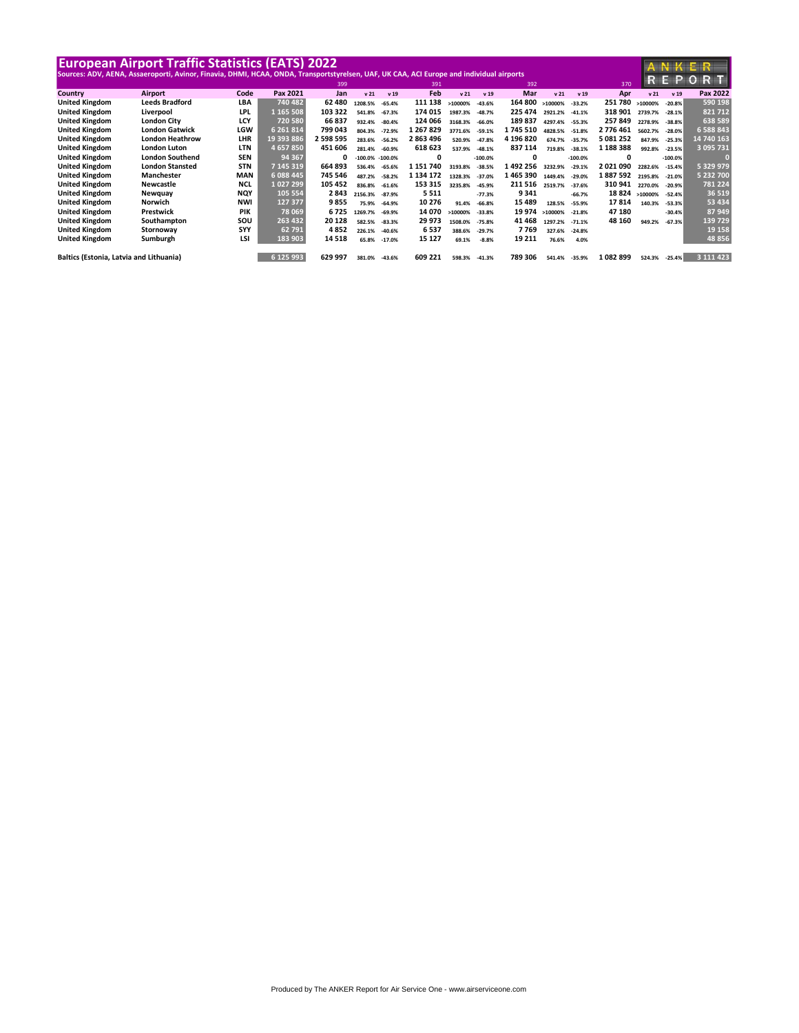# European Airport Traffic Statistics (EATS) 2022

**Sources: ADV, AENA, Assaeroporti, Avinor, Finavia, DHMI, HCAA, ONDA, Transportstyrelsen, UAF, UK CAA, ACI Europe and individual airports**

| Country | Airport | Code | Pax 2021 | Jan | v 21 | v 19 | Feb | v 21 | v 19 | Mar | v 21 | v 19 | Apr | v 21 | v 19 | Pax 2022 |
|---|---|---|---|---|---|---|---|---|---|---|---|---|---|---|---|---|
| | | | | 399 | | | 391 | | | 392 | | | 370 | | | |
| United Kingdom | Leeds Bradford | LBA | 740 482 | 62 480 | 1208.5% | -65.4% | 111 138 | >10000% | -43.6% | 164 800 | >10000% | -33.2% | 251 780 | >10000% | -20.8% | 590 198 |
| United Kingdom | Liverpool | LPL | 1 165 508 | 103 322 | 541.8% | -67.3% | 174 015 | 1987.3% | -48.7% | 225 474 | 2921.2% | -41.1% | 318 901 | 2739.7% | -28.1% | 821 712 |
| United Kingdom | London City | LCY | 720 580 | 66 837 | 932.4% | -80.4% | 124 066 | 3168.3% | -66.0% | 189 837 | 4297.4% | -55.3% | 257 849 | 2278.9% | -38.8% | 638 589 |
| United Kingdom | London Gatwick | LGW | 6 261 814 | 799 043 | 804.3% | -72.9% | 1 267 829 | 3771.6% | -59.1% | 1 745 510 | 4828.5% | -51.8% | 2 776 461 | 5602.7% | -28.0% | 6 588 843 |
| United Kingdom | London Heathrow | LHR | 19 393 886 | 2 598 595 | 283.6% | -56.2% | 2 863 496 | 520.9% | -47.8% | 4 196 820 | 674.7% | -35.7% | 5 081 252 | 847.9% | -25.3% | 14 740 163 |
| United Kingdom | London Luton | LTN | 4 657 850 | 451 606 | 281.4% | -60.9% | 618 623 | 537.9% | -48.1% | 837 114 | 719.8% | -38.1% | 1 188 388 | 992.8% | -23.5% | 3 095 731 |
| United Kingdom | London Southend | SEN | 94 367 | 0 | -100.0% | -100.0% | 0 | | -100.0% | 0 | | -100.0% | 0 | | -100.0% | 0 |
| United Kingdom | London Stansted | STN | 7 145 319 | 664 893 | 536.4% | -65.6% | 1 151 740 | 3193.8% | -38.5% | 1 492 256 | 3232.9% | -29.1% | 2 021 090 | 2282.6% | -15.4% | 5 329 979 |
| United Kingdom | Manchester | MAN | 6 088 445 | 745 546 | 487.2% | -58.2% | 1 134 172 | 1328.3% | -37.0% | 1 465 390 | 1449.4% | -29.0% | 1 887 592 | 2195.8% | -21.0% | 5 232 700 |
| United Kingdom | Newcastle | NCL | 1 027 299 | 105 452 | 836.8% | -61.6% | 153 315 | 3235.8% | -45.9% | 211 516 | 2519.7% | -37.6% | 310 941 | 2270.0% | -20.9% | 781 224 |
| United Kingdom | Newquay | NQY | 105 554 | 2 843 | 2156.3% | -87.9% | 5 511 | | -77.3% | 9 341 | | -66.7% | 18 824 | >10000% | -52.4% | 36 519 |
| United Kingdom | Norwich | NWI | 127 377 | 9 855 | 75.9% | -64.9% | 10 276 | 91.4% | -66.8% | 15 489 | 128.5% | -55.9% | 17 814 | 140.3% | -53.3% | 53 434 |
| United Kingdom | Prestwick | PIK | 78 069 | 6 725 | 1269.7% | -69.9% | 14 070 | >10000% | -33.8% | 19 974 | >10000% | -21.8% | 47 180 | | -30.4% | 87 949 |
| United Kingdom | Southampton | SOU | 263 432 | 20 128 | 582.5% | -83.3% | 29 973 | 1508.0% | -75.8% | 41 468 | 1297.2% | -71.1% | 48 160 | 949.2% | -67.3% | 139 729 |
| United Kingdom | Stornoway | SYY | 62 791 | 4 852 | 226.1% | -40.6% | 6 537 | 388.6% | -29.7% | 7 769 | 327.6% | -24.8% | | | | 19 158 |
| United Kingdom | Sumburgh | LSI | 183 903 | 14 518 | 65.8% | -17.0% | 15 127 | 69.1% | -8.8% | 19 211 | 76.6% | 4.0% | | | | 48 856 |
| Baltics (Estonia, Latvia and Lithuania) | | | 6 125 993 | 629 997 | 381.0% | -43.6% | 609 221 | 598.3% | -41.3% | 789 306 | 541.4% | -35.9% | 1 082 899 | 524.3% | -25.4% | 3 111 423 |